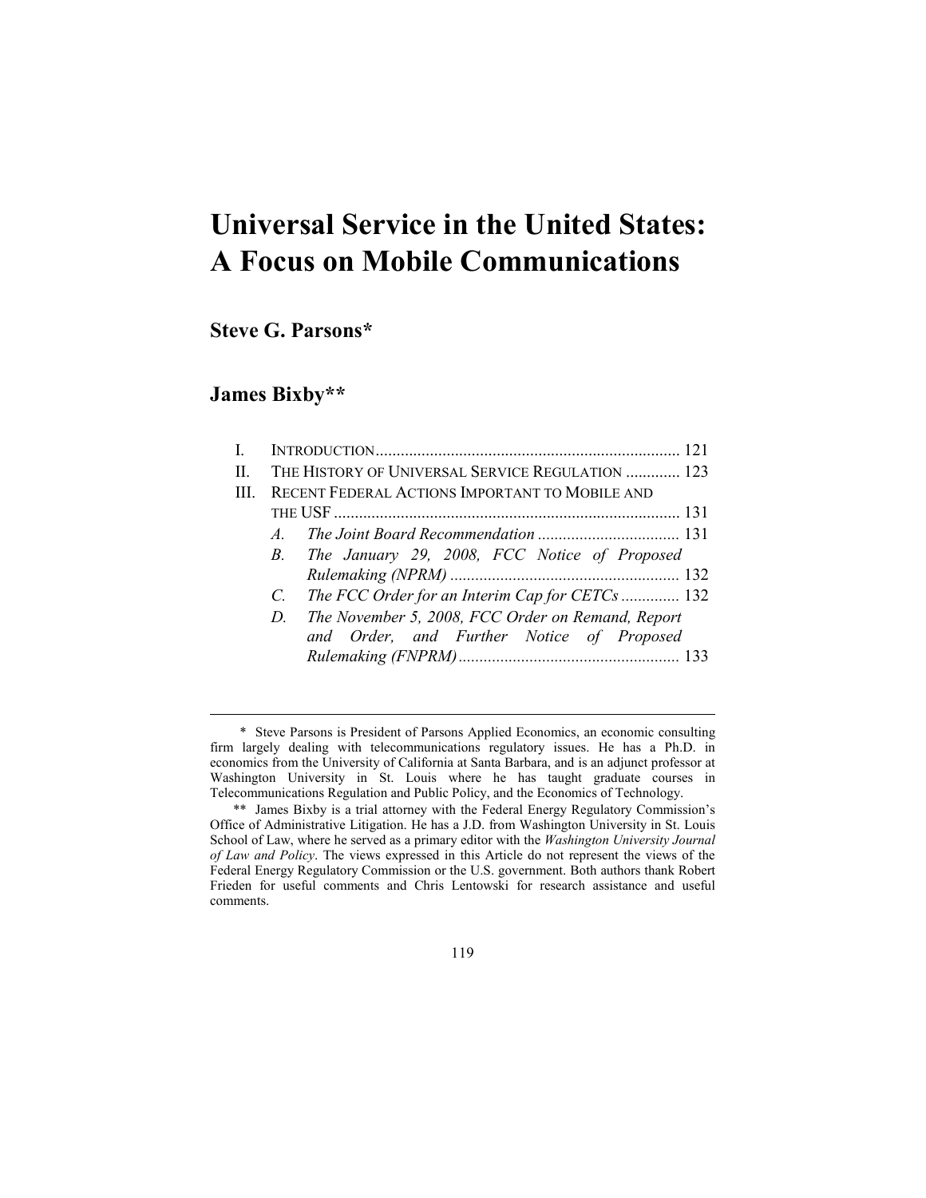# Universal Service in the United States: A Focus on Mobile Communications

## Steve G. Parsons*

## James Bixby**

I. INTRODUCTION ........................................................................ 121

II. THE HISTORY OF UNIVERSAL SERVICE REGULATION ............. 123

III. RECENT FEDERAL ACTIONS IMPORTANT TO MOBILE AND THE USF .................................................................................. 131

- *A. The Joint Board Recommendation* .................................. 131
- *B. The January 29, 2008, FCC Notice of Proposed Rulemaking (NPRM)* ....................................................... 132
- *C. The FCC Order for an Interim Cap for CETCs* .............. 132
- *D. The November 5, 2008, FCC Order on Remand, Report and Order, and Further Notice of Proposed Rulemaking (FNPRM)* ..................................................... 133

---

\* Steve Parsons is President of Parsons Applied Economics, an economic consulting firm largely dealing with telecommunications regulatory issues. He has a Ph.D. in economics from the University of California at Santa Barbara, and is an adjunct professor at Washington University in St. Louis where he has taught graduate courses in Telecommunications Regulation and Public Policy, and the Economics of Technology.

\*\* James Bixby is a trial attorney with the Federal Energy Regulatory Commission's Office of Administrative Litigation. He has a J.D. from Washington University in St. Louis School of Law, where he served as a primary editor with the *Washington University Journal of Law and Policy*. The views expressed in this Article do not represent the views of the Federal Energy Regulatory Commission or the U.S. government. Both authors thank Robert Frieden for useful comments and Chris Lentowski for research assistance and useful comments.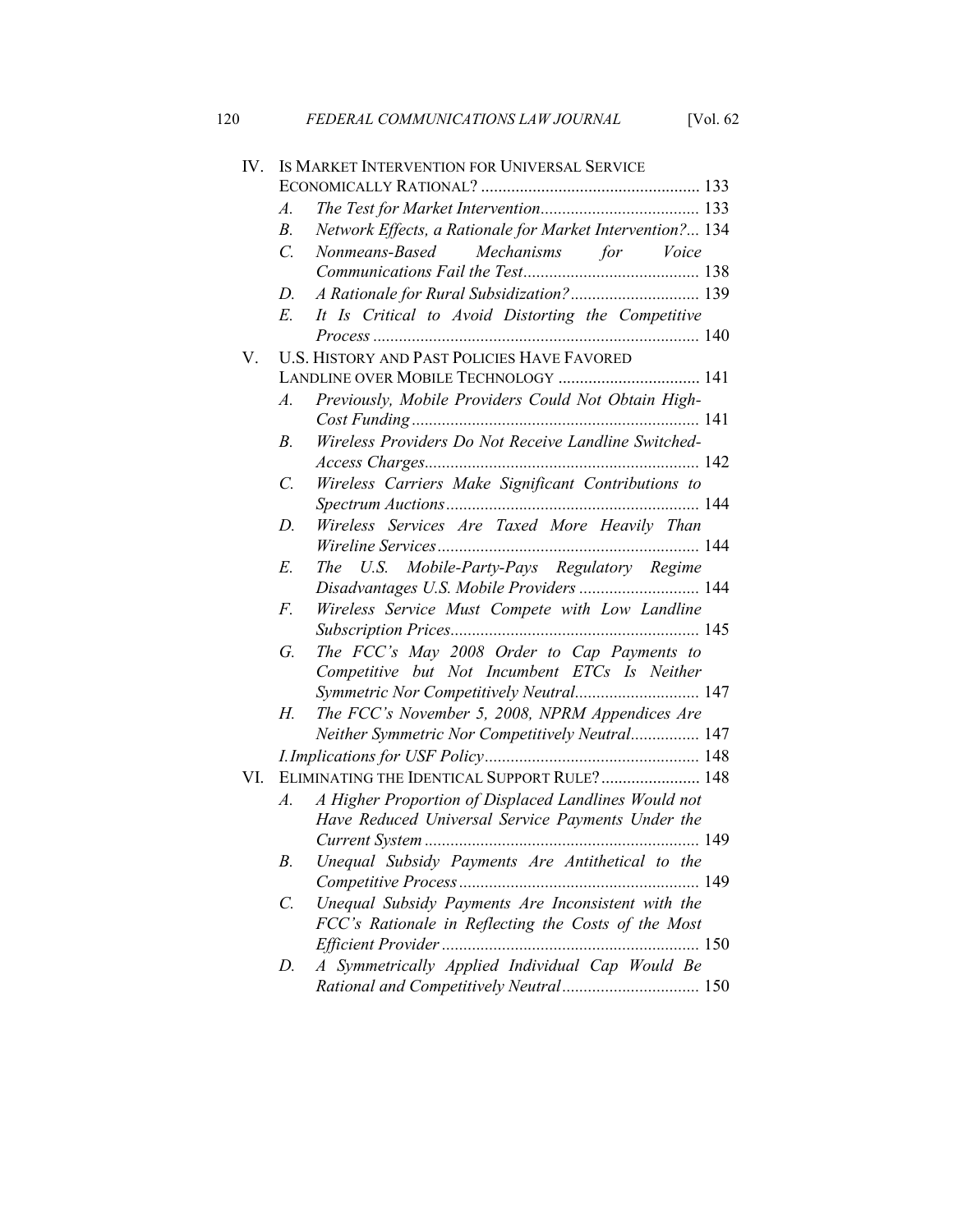- IV. IS MARKET INTERVENTION FOR UNIVERSAL SERVICE ECONOMICALLY RATIONAL? ... 133
  - *A. The Test for Market Intervention* ... 133
  - *B. Network Effects, a Rationale for Market Intervention?* ... 134
  - *C. Nonmeans-Based Mechanisms for Voice Communications Fail the Test* ... 138
  - *D. A Rationale for Rural Subsidization?* ... 139
  - *E. It Is Critical to Avoid Distorting the Competitive Process* ... 140
- V. U.S. HISTORY AND PAST POLICIES HAVE FAVORED LANDLINE OVER MOBILE TECHNOLOGY ... 141
  - *A. Previously, Mobile Providers Could Not Obtain High-Cost Funding* ... 141
  - *B. Wireless Providers Do Not Receive Landline Switched-Access Charges* ... 142
  - *C. Wireless Carriers Make Significant Contributions to Spectrum Auctions* ... 144
  - *D. Wireless Services Are Taxed More Heavily Than Wireline Services* ... 144
  - *E. The U.S. Mobile-Party-Pays Regulatory Regime Disadvantages U.S. Mobile Providers* ... 144
  - *F. Wireless Service Must Compete with Low Landline Subscription Prices* ... 145
  - *G. The FCC's May 2008 Order to Cap Payments to Competitive but Not Incumbent ETCs Is Neither Symmetric Nor Competitively Neutral* ... 147
  - *H. The FCC's November 5, 2008, NPRM Appendices Are Neither Symmetric Nor Competitively Neutral* ... 147
  - *I. Implications for USF Policy* ... 148
- VI. ELIMINATING THE IDENTICAL SUPPORT RULE? ... 148
  - *A. A Higher Proportion of Displaced Landlines Would not Have Reduced Universal Service Payments Under the Current System* ... 149
  - *B. Unequal Subsidy Payments Are Antithetical to the Competitive Process* ... 149
  - *C. Unequal Subsidy Payments Are Inconsistent with the FCC's Rationale in Reflecting the Costs of the Most Efficient Provider* ... 150
  - *D. A Symmetrically Applied Individual Cap Would Be Rational and Competitively Neutral* ... 150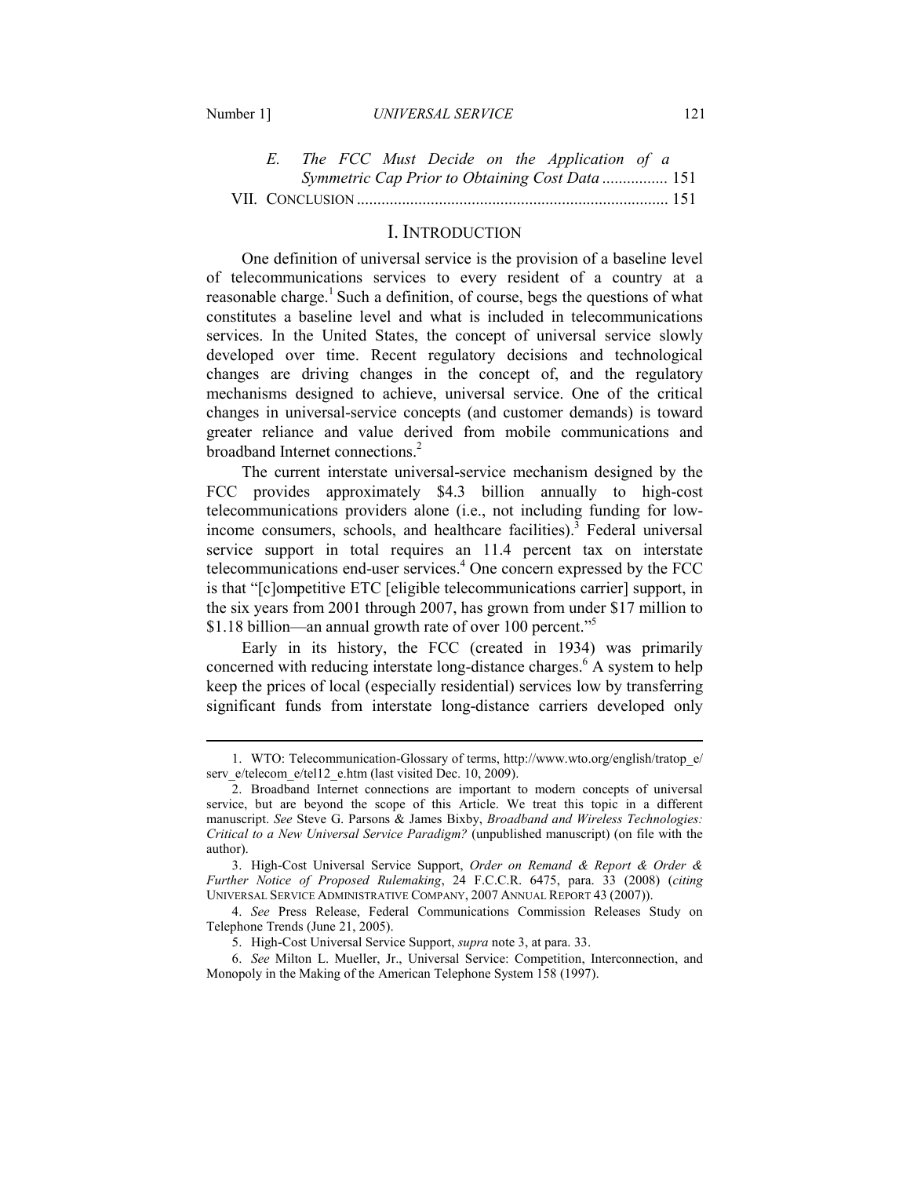E. *The FCC Must Decide on the Application of a Symmetric Cap Prior to Obtaining Cost Data* ................ 151

VII. CONCLUSION ........................................................................... 151

## I. INTRODUCTION

One definition of universal service is the provision of a baseline level of telecommunications services to every resident of a country at a reasonable charge.[1] Such a definition, of course, begs the questions of what constitutes a baseline level and what is included in telecommunications services. In the United States, the concept of universal service slowly developed over time. Recent regulatory decisions and technological changes are driving changes in the concept of, and the regulatory mechanisms designed to achieve, universal service. One of the critical changes in universal-service concepts (and customer demands) is toward greater reliance and value derived from mobile communications and broadband Internet connections.[2]

The current interstate universal-service mechanism designed by the FCC provides approximately $4.3 billion annually to high-cost telecommunications providers alone (i.e., not including funding for low-income consumers, schools, and healthcare facilities).[3] Federal universal service support in total requires an 11.4 percent tax on interstate telecommunications end-user services.[4] One concern expressed by the FCC is that "[c]ompetitive ETC [eligible telecommunications carrier] support, in the six years from 2001 through 2007, has grown from under $17 million to $1.18 billion—an annual growth rate of over 100 percent."[5]

Early in its history, the FCC (created in 1934) was primarily concerned with reducing interstate long-distance charges.[6] A system to help keep the prices of local (especially residential) services low by transferring significant funds from interstate long-distance carriers developed only

---

1. WTO: Telecommunication-Glossary of terms, http://www.wto.org/english/tratop_e/serv_e/telecom_e/tel12_e.htm (last visited Dec. 10, 2009).

2. Broadband Internet connections are important to modern concepts of universal service, but are beyond the scope of this Article. We treat this topic in a different manuscript. *See* Steve G. Parsons & James Bixby, *Broadband and Wireless Technologies: Critical to a New Universal Service Paradigm?* (unpublished manuscript) (on file with the author).

3. High-Cost Universal Service Support, *Order on Remand & Report & Order & Further Notice of Proposed Rulemaking*, 24 F.C.C.R. 6475, para. 33 (2008) (*citing* UNIVERSAL SERVICE ADMINISTRATIVE COMPANY, 2007 ANNUAL REPORT 43 (2007)).

4. *See* Press Release, Federal Communications Commission Releases Study on Telephone Trends (June 21, 2005).

5. High-Cost Universal Service Support, *supra* note 3, at para. 33.

6. *See* Milton L. Mueller, Jr., Universal Service: Competition, Interconnection, and Monopoly in the Making of the American Telephone System 158 (1997).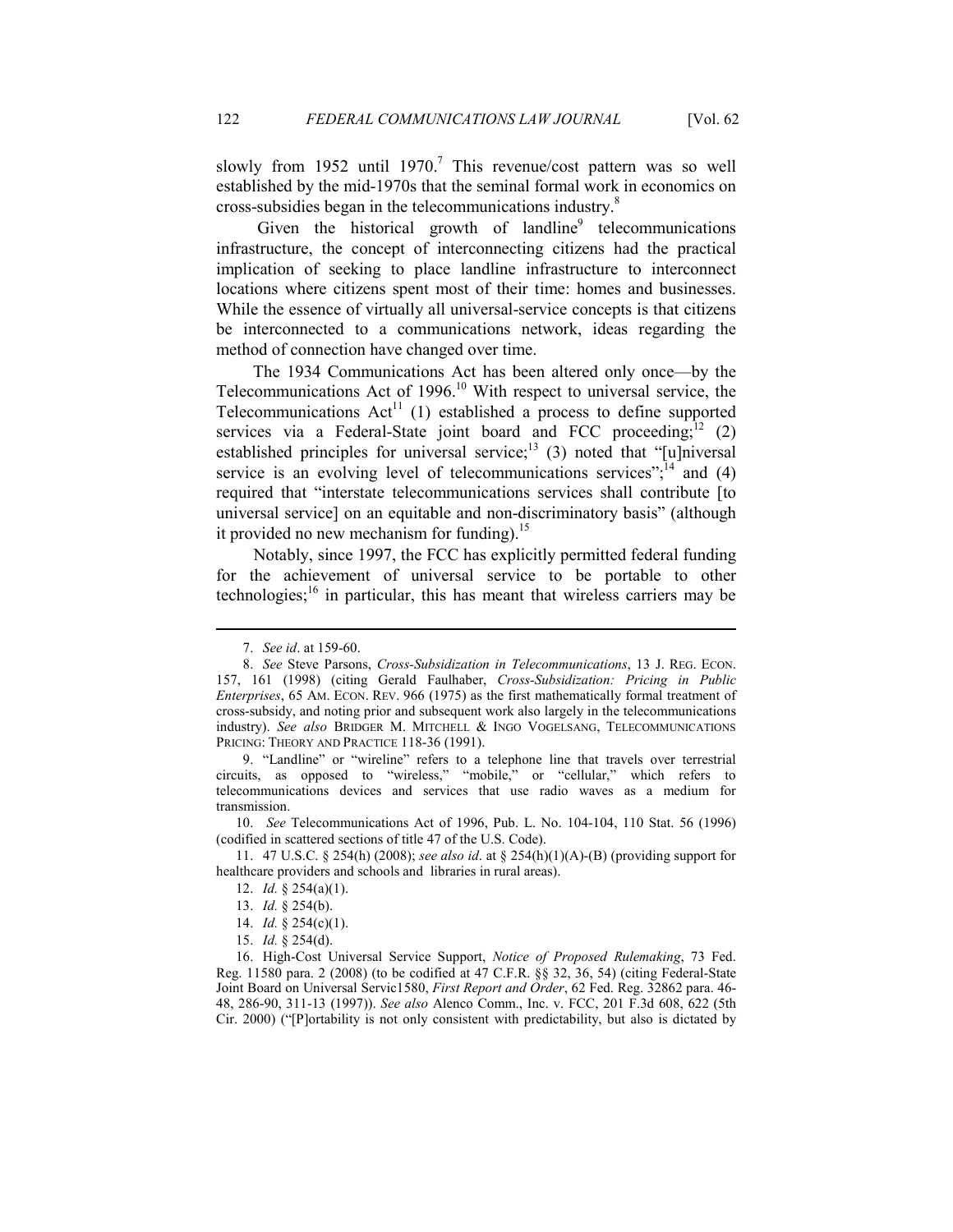slowly from 1952 until 1970.[7] This revenue/cost pattern was so well established by the mid-1970s that the seminal formal work in economics on cross-subsidies began in the telecommunications industry.[8]

Given the historical growth of landline[9] telecommunications infrastructure, the concept of interconnecting citizens had the practical implication of seeking to place landline infrastructure to interconnect locations where citizens spent most of their time: homes and businesses. While the essence of virtually all universal-service concepts is that citizens be interconnected to a communications network, ideas regarding the method of connection have changed over time.

The 1934 Communications Act has been altered only once—by the Telecommunications Act of 1996.[10] With respect to universal service, the Telecommunications Act[11] (1) established a process to define supported services via a Federal-State joint board and FCC proceeding;[12] (2) established principles for universal service;[13] (3) noted that "[u]niversal service is an evolving level of telecommunications services";[14] and (4) required that "interstate telecommunications services shall contribute [to universal service] on an equitable and non-discriminatory basis" (although it provided no new mechanism for funding).[15]

Notably, since 1997, the FCC has explicitly permitted federal funding for the achievement of universal service to be portable to other technologies;[16] in particular, this has meant that wireless carriers may be

---

7. *See id*. at 159-60.

8. *See* Steve Parsons, *Cross-Subsidization in Telecommunications*, 13 J. REG. ECON. 157, 161 (1998) (citing Gerald Faulhaber, *Cross-Subsidization: Pricing in Public Enterprises*, 65 AM. ECON. REV. 966 (1975) as the first mathematically formal treatment of cross-subsidy, and noting prior and subsequent work also largely in the telecommunications industry). *See also* BRIDGER M. MITCHELL & INGO VOGELSANG, TELECOMMUNICATIONS PRICING: THEORY AND PRACTICE 118-36 (1991).

9. "Landline" or "wireline" refers to a telephone line that travels over terrestrial circuits, as opposed to "wireless," "mobile," or "cellular," which refers to telecommunications devices and services that use radio waves as a medium for transmission.

10. *See* Telecommunications Act of 1996, Pub. L. No. 104-104, 110 Stat. 56 (1996) (codified in scattered sections of title 47 of the U.S. Code).

11. 47 U.S.C. § 254(h) (2008); *see also id*. at § 254(h)(1)(A)-(B) (providing support for healthcare providers and schools and libraries in rural areas).

12. *Id.* § 254(a)(1).

13. *Id.* § 254(b).

14. *Id.* § 254(c)(1).

15. *Id.* § 254(d).

16. High-Cost Universal Service Support, *Notice of Proposed Rulemaking*, 73 Fed. Reg. 11580 para. 2 (2008) (to be codified at 47 C.F.R. §§ 32, 36, 54) (citing Federal-State Joint Board on Universal Servic1580, *First Report and Order*, 62 Fed. Reg. 32862 para. 46-48, 286-90, 311-13 (1997)). *See also* Alenco Comm., Inc. v. FCC, 201 F.3d 608, 622 (5th Cir. 2000) ("[P]ortability is not only consistent with predictability, but also is dictated by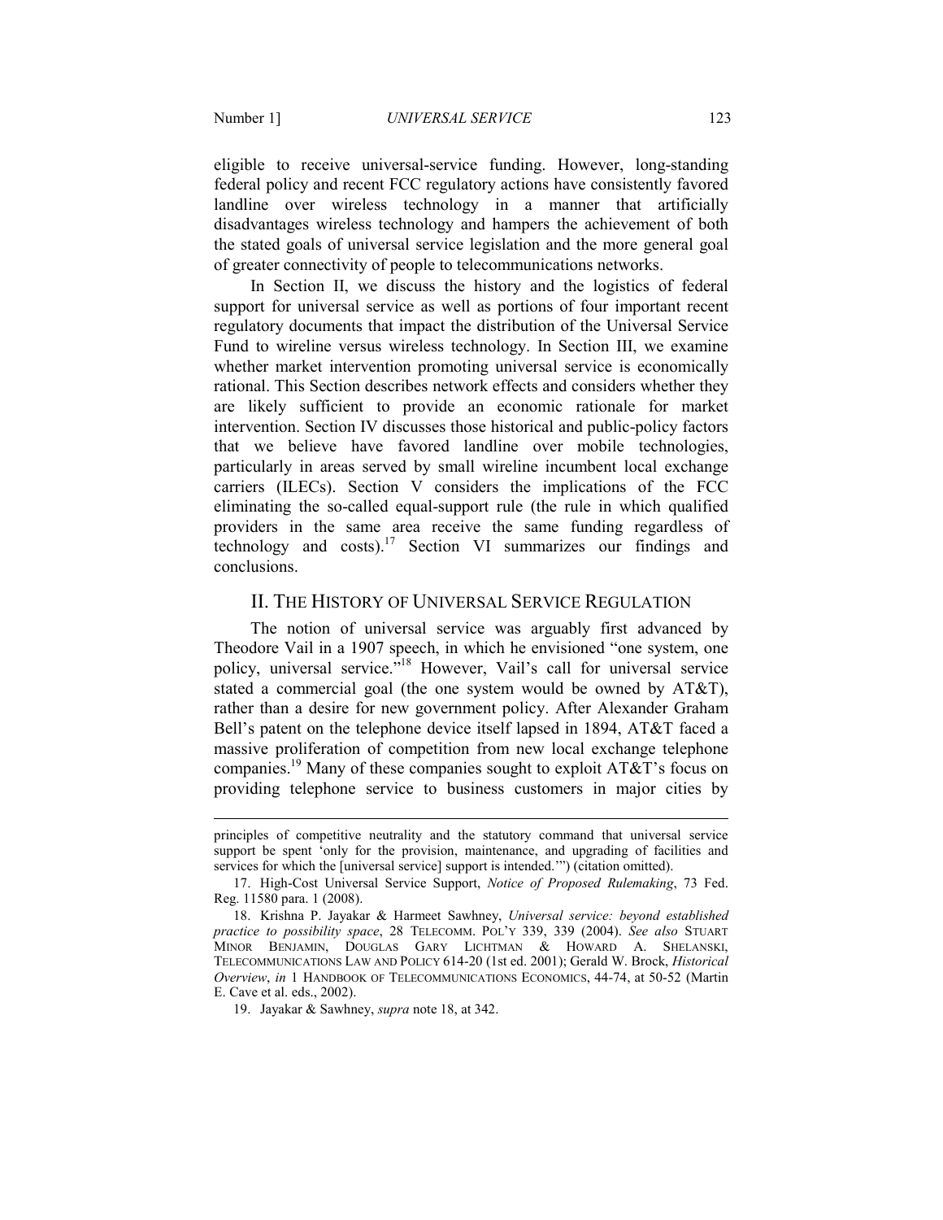eligible to receive universal-service funding. However, long-standing federal policy and recent FCC regulatory actions have consistently favored landline over wireless technology in a manner that artificially disadvantages wireless technology and hampers the achievement of both the stated goals of universal service legislation and the more general goal of greater connectivity of people to telecommunications networks.

In Section II, we discuss the history and the logistics of federal support for universal service as well as portions of four important recent regulatory documents that impact the distribution of the Universal Service Fund to wireline versus wireless technology. In Section III, we examine whether market intervention promoting universal service is economically rational. This Section describes network effects and considers whether they are likely sufficient to provide an economic rationale for market intervention. Section IV discusses those historical and public-policy factors that we believe have favored landline over mobile technologies, particularly in areas served by small wireline incumbent local exchange carriers (ILECs). Section V considers the implications of the FCC eliminating the so-called equal-support rule (the rule in which qualified providers in the same area receive the same funding regardless of technology and costs).[17] Section VI summarizes our findings and conclusions.

## II. THE HISTORY OF UNIVERSAL SERVICE REGULATION

The notion of universal service was arguably first advanced by Theodore Vail in a 1907 speech, in which he envisioned "one system, one policy, universal service."[18] However, Vail's call for universal service stated a commercial goal (the one system would be owned by AT&T), rather than a desire for new government policy. After Alexander Graham Bell's patent on the telephone device itself lapsed in 1894, AT&T faced a massive proliferation of competition from new local exchange telephone companies.[19] Many of these companies sought to exploit AT&T's focus on providing telephone service to business customers in major cities by

---

principles of competitive neutrality and the statutory command that universal service support be spent 'only for the provision, maintenance, and upgrading of facilities and services for which the [universal service] support is intended.'") (citation omitted).

17. High-Cost Universal Service Support, *Notice of Proposed Rulemaking*, 73 Fed. Reg. 11580 para. 1 (2008).

18. Krishna P. Jayakar & Harmeet Sawhney, *Universal service: beyond established practice to possibility space*, 28 TELECOMM. POL'Y 339, 339 (2004). *See also* STUART MINOR BENJAMIN, DOUGLAS GARY LICHTMAN & HOWARD A. SHELANSKI, TELECOMMUNICATIONS LAW AND POLICY 614-20 (1st ed. 2001); Gerald W. Brock, *Historical Overview*, *in* 1 HANDBOOK OF TELECOMMUNICATIONS ECONOMICS, 44-74, at 50-52 (Martin E. Cave et al. eds., 2002).

19. Jayakar & Sawhney, *supra* note 18, at 342.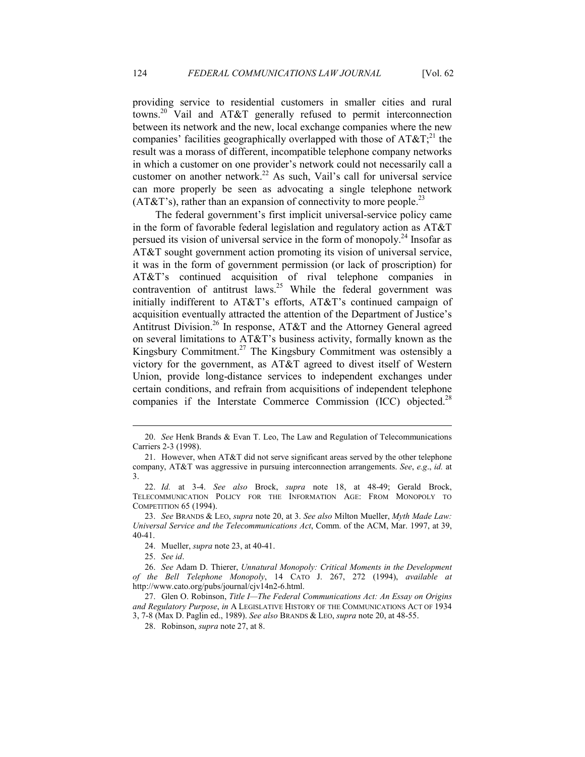providing service to residential customers in smaller cities and rural towns.[20] Vail and AT&T generally refused to permit interconnection between its network and the new, local exchange companies where the new companies' facilities geographically overlapped with those of AT&T;[21] the result was a morass of different, incompatible telephone company networks in which a customer on one provider's network could not necessarily call a customer on another network.[22] As such, Vail's call for universal service can more properly be seen as advocating a single telephone network (AT&T's), rather than an expansion of connectivity to more people.[23]

The federal government's first implicit universal-service policy came in the form of favorable federal legislation and regulatory action as AT&T persued its vision of universal service in the form of monopoly.[24] Insofar as AT&T sought government action promoting its vision of universal service, it was in the form of government permission (or lack of proscription) for AT&T's continued acquisition of rival telephone companies in contravention of antitrust laws.[25] While the federal government was initially indifferent to AT&T's efforts, AT&T's continued campaign of acquisition eventually attracted the attention of the Department of Justice's Antitrust Division.[26] In response, AT&T and the Attorney General agreed on several limitations to AT&T's business activity, formally known as the Kingsbury Commitment.[27] The Kingsbury Commitment was ostensibly a victory for the government, as AT&T agreed to divest itself of Western Union, provide long-distance services to independent exchanges under certain conditions, and refrain from acquisitions of independent telephone companies if the Interstate Commerce Commission (ICC) objected.[28]

---

20. *See* Henk Brands & Evan T. Leo, The Law and Regulation of Telecommunications Carriers 2-3 (1998).

21. However, when AT&T did not serve significant areas served by the other telephone company, AT&T was aggressive in pursuing interconnection arrangements. *See*, *e.g*., *id.* at 3.

22. *Id.* at 3-4. *See also* Brock, *supra* note 18, at 48-49; Gerald Brock, TELECOMMUNICATION POLICY FOR THE INFORMATION AGE: FROM MONOPOLY TO COMPETITION 65 (1994).

23. *See* BRANDS & LEO, *supra* note 20, at 3. *See also* Milton Mueller, *Myth Made Law: Universal Service and the Telecommunications Act*, Comm. of the ACM, Mar. 1997, at 39, 40-41.

24. Mueller, *supra* note 23, at 40-41.

25. *See id*.

26. *See* Adam D. Thierer, *Unnatural Monopoly: Critical Moments in the Development of the Bell Telephone Monopoly*, 14 CATO J. 267, 272 (1994), *available at* http://www.cato.org/pubs/journal/cjv14n2-6.html.

27. Glen O. Robinson, *Title I—The Federal Communications Act: An Essay on Origins and Regulatory Purpose*, *in* A LEGISLATIVE HISTORY OF THE COMMUNICATIONS ACT OF 1934 3, 7-8 (Max D. Paglin ed., 1989). *See also* BRANDS & LEO, *supra* note 20, at 48-55.

28. Robinson, *supra* note 27, at 8.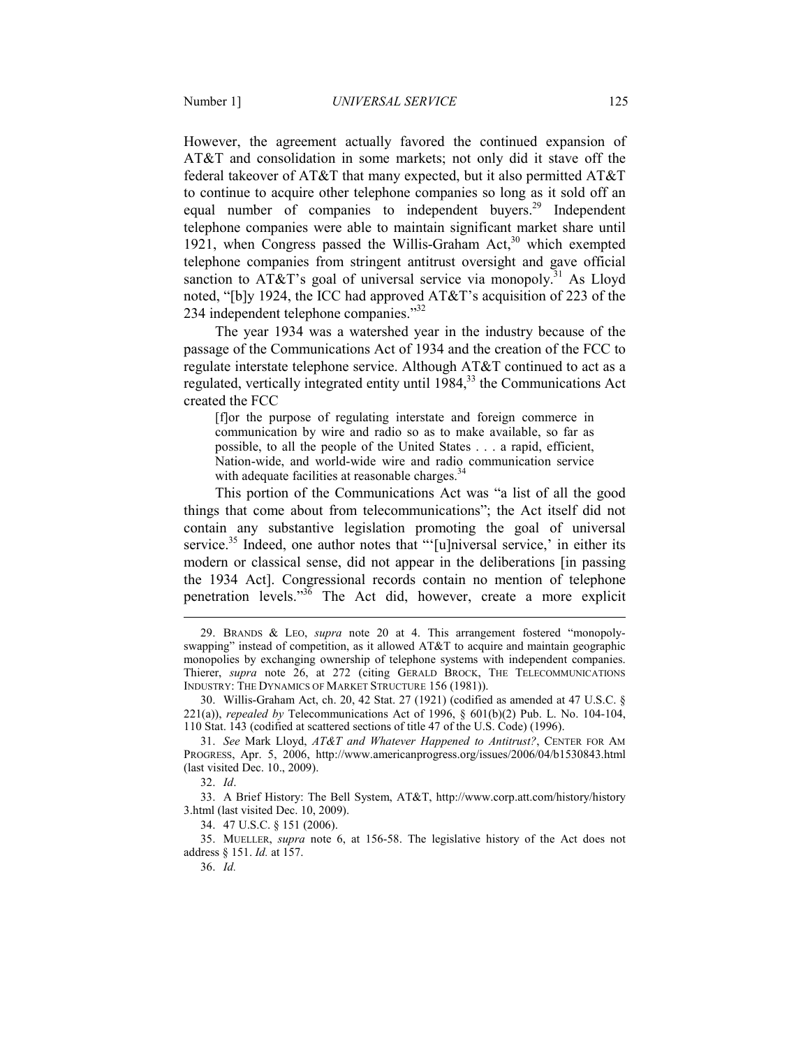However, the agreement actually favored the continued expansion of AT&T and consolidation in some markets; not only did it stave off the federal takeover of AT&T that many expected, but it also permitted AT&T to continue to acquire other telephone companies so long as it sold off an equal number of companies to independent buyers.[29] Independent telephone companies were able to maintain significant market share until 1921, when Congress passed the Willis-Graham Act,[30] which exempted telephone companies from stringent antitrust oversight and gave official sanction to AT&T's goal of universal service via monopoly.[31] As Lloyd noted, "[b]y 1924, the ICC had approved AT&T's acquisition of 223 of the 234 independent telephone companies."[32]

The year 1934 was a watershed year in the industry because of the passage of the Communications Act of 1934 and the creation of the FCC to regulate interstate telephone service. Although AT&T continued to act as a regulated, vertically integrated entity until 1984,[33] the Communications Act created the FCC

> [f]or the purpose of regulating interstate and foreign commerce in communication by wire and radio so as to make available, so far as possible, to all the people of the United States . . . a rapid, efficient, Nation-wide, and world-wide wire and radio communication service with adequate facilities at reasonable charges.[34]

This portion of the Communications Act was "a list of all the good things that come about from telecommunications"; the Act itself did not contain any substantive legislation promoting the goal of universal service.[35] Indeed, one author notes that "'[u]niversal service,' in either its modern or classical sense, did not appear in the deliberations [in passing the 1934 Act]. Congressional records contain no mention of telephone penetration levels."[36] The Act did, however, create a more explicit

---

29. BRANDS & LEO, *supra* note 20 at 4. This arrangement fostered "monopoly-swapping" instead of competition, as it allowed AT&T to acquire and maintain geographic monopolies by exchanging ownership of telephone systems with independent companies. Thierer, *supra* note 26, at 272 (citing GERALD BROCK, THE TELECOMMUNICATIONS INDUSTRY: THE DYNAMICS OF MARKET STRUCTURE 156 (1981)).

30. Willis-Graham Act, ch. 20, 42 Stat. 27 (1921) (codified as amended at 47 U.S.C. § 221(a)), *repealed by* Telecommunications Act of 1996, § 601(b)(2) Pub. L. No. 104-104, 110 Stat. 143 (codified at scattered sections of title 47 of the U.S. Code) (1996).

31. *See* Mark Lloyd, *AT&T and Whatever Happened to Antitrust?*, CENTER FOR AM PROGRESS, Apr. 5, 2006, http://www.americanprogress.org/issues/2006/04/b1530843.html (last visited Dec. 10., 2009).

32. *Id*.

33. A Brief History: The Bell System, AT&T, http://www.corp.att.com/history/history3.html (last visited Dec. 10, 2009).

34. 47 U.S.C. § 151 (2006).

35. MUELLER, *supra* note 6, at 156-58. The legislative history of the Act does not address § 151. *Id.* at 157.

36. *Id.*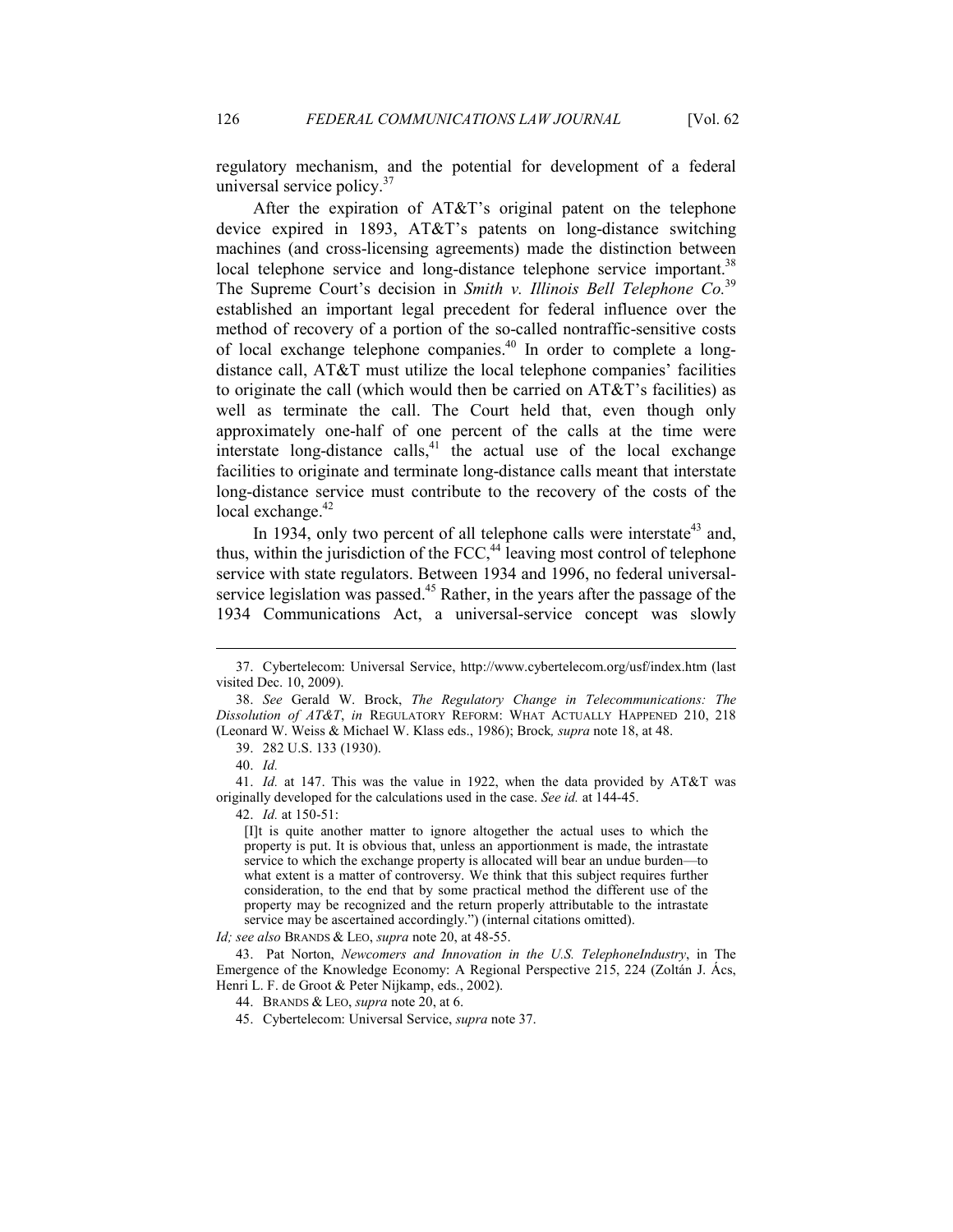regulatory mechanism, and the potential for development of a federal universal service policy.[37]

After the expiration of AT&T's original patent on the telephone device expired in 1893, AT&T's patents on long-distance switching machines (and cross-licensing agreements) made the distinction between local telephone service and long-distance telephone service important.[38] The Supreme Court's decision in *Smith v. Illinois Bell Telephone Co.*[39] established an important legal precedent for federal influence over the method of recovery of a portion of the so-called nontraffic-sensitive costs of local exchange telephone companies.[40] In order to complete a long-distance call, AT&T must utilize the local telephone companies' facilities to originate the call (which would then be carried on AT&T's facilities) as well as terminate the call. The Court held that, even though only approximately one-half of one percent of the calls at the time were interstate long-distance calls,[41] the actual use of the local exchange facilities to originate and terminate long-distance calls meant that interstate long-distance service must contribute to the recovery of the costs of the local exchange.[42]

In 1934, only two percent of all telephone calls were interstate[43] and, thus, within the jurisdiction of the FCC,[44] leaving most control of telephone service with state regulators. Between 1934 and 1996, no federal universal-service legislation was passed.[45] Rather, in the years after the passage of the 1934 Communications Act, a universal-service concept was slowly

---

37. Cybertelecom: Universal Service, http://www.cybertelecom.org/usf/index.htm (last visited Dec. 10, 2009).

38. *See* Gerald W. Brock, *The Regulatory Change in Telecommunications: The Dissolution of AT&T*, *in* REGULATORY REFORM: WHAT ACTUALLY HAPPENED 210, 218 (Leonard W. Weiss & Michael W. Klass eds., 1986); Brock*, supra* note 18, at 48.

39. 282 U.S. 133 (1930).

40. *Id.*

41. *Id.* at 147. This was the value in 1922, when the data provided by AT&T was originally developed for the calculations used in the case. *See id.* at 144-45.

42. *Id.* at 150-51:

> [I]t is quite another matter to ignore altogether the actual uses to which the property is put. It is obvious that, unless an apportionment is made, the intrastate service to which the exchange property is allocated will bear an undue burden—to what extent is a matter of controversy. We think that this subject requires further consideration, to the end that by some practical method the different use of the property may be recognized and the return properly attributable to the intrastate service may be ascertained accordingly.") (internal citations omitted).

*Id; see also* BRANDS & LEO, *supra* note 20, at 48-55.

43. Pat Norton, *Newcomers and Innovation in the U.S. TelephoneIndustry*, in The Emergence of the Knowledge Economy: A Regional Perspective 215, 224 (Zoltán J. Ács, Henri L. F. de Groot & Peter Nijkamp, eds., 2002).

44. BRANDS & LEO, *supra* note 20, at 6.

45. Cybertelecom: Universal Service, *supra* note 37.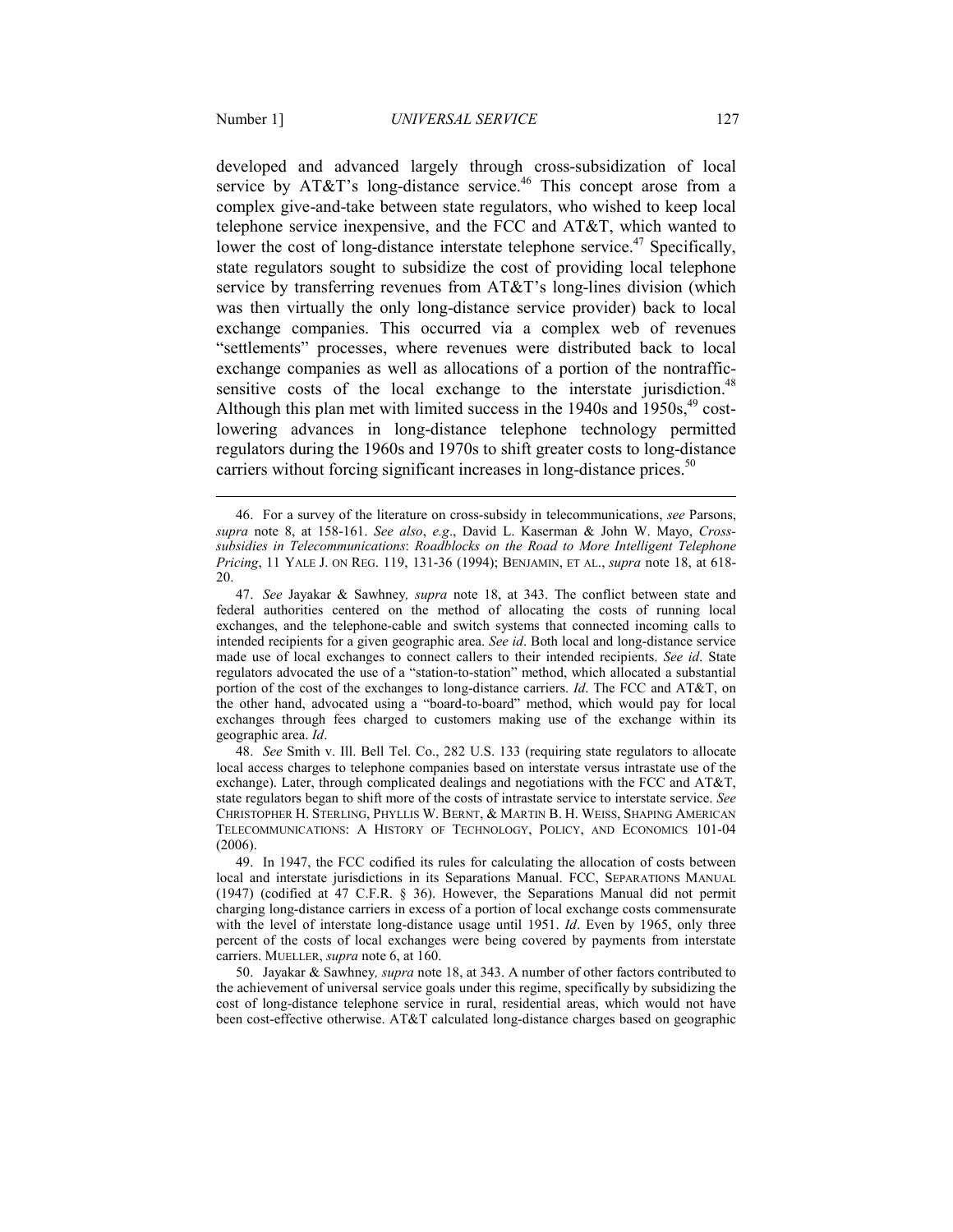developed and advanced largely through cross-subsidization of local service by AT&T's long-distance service.[46] This concept arose from a complex give-and-take between state regulators, who wished to keep local telephone service inexpensive, and the FCC and AT&T, which wanted to lower the cost of long-distance interstate telephone service.[47] Specifically, state regulators sought to subsidize the cost of providing local telephone service by transferring revenues from AT&T's long-lines division (which was then virtually the only long-distance service provider) back to local exchange companies. This occurred via a complex web of revenues "settlements" processes, where revenues were distributed back to local exchange companies as well as allocations of a portion of the nontraffic-sensitive costs of the local exchange to the interstate jurisdiction.[48] Although this plan met with limited success in the 1940s and 1950s,[49] cost-lowering advances in long-distance telephone technology permitted regulators during the 1960s and 1970s to shift greater costs to long-distance carriers without forcing significant increases in long-distance prices.[50]

---

46. For a survey of the literature on cross-subsidy in telecommunications, *see* Parsons, *supra* note 8, at 158-161. *See also*, *e.g*., David L. Kaserman & John W. Mayo, *Cross-subsidies in Telecommunications*: *Roadblocks on the Road to More Intelligent Telephone Pricing*, 11 YALE J. ON REG. 119, 131-36 (1994); BENJAMIN, ET AL., *supra* note 18, at 618-20.

47. *See* Jayakar & Sawhney*, supra* note 18, at 343. The conflict between state and federal authorities centered on the method of allocating the costs of running local exchanges, and the telephone-cable and switch systems that connected incoming calls to intended recipients for a given geographic area. *See id*. Both local and long-distance service made use of local exchanges to connect callers to their intended recipients. *See id*. State regulators advocated the use of a "station-to-station" method, which allocated a substantial portion of the cost of the exchanges to long-distance carriers. *Id*. The FCC and AT&T, on the other hand, advocated using a "board-to-board" method, which would pay for local exchanges through fees charged to customers making use of the exchange within its geographic area. *Id*.

48. *See* Smith v. Ill. Bell Tel. Co., 282 U.S. 133 (requiring state regulators to allocate local access charges to telephone companies based on interstate versus intrastate use of the exchange). Later, through complicated dealings and negotiations with the FCC and AT&T, state regulators began to shift more of the costs of intrastate service to interstate service. *See* CHRISTOPHER H. STERLING, PHYLLIS W. BERNT, & MARTIN B. H. WEISS, SHAPING AMERICAN TELECOMMUNICATIONS: A HISTORY OF TECHNOLOGY, POLICY, AND ECONOMICS 101-04 (2006).

49. In 1947, the FCC codified its rules for calculating the allocation of costs between local and interstate jurisdictions in its Separations Manual. FCC, SEPARATIONS MANUAL (1947) (codified at 47 C.F.R. § 36). However, the Separations Manual did not permit charging long-distance carriers in excess of a portion of local exchange costs commensurate with the level of interstate long-distance usage until 1951. *Id*. Even by 1965, only three percent of the costs of local exchanges were being covered by payments from interstate carriers. MUELLER, *supra* note 6, at 160.

50. Jayakar & Sawhney*, supra* note 18, at 343. A number of other factors contributed to the achievement of universal service goals under this regime, specifically by subsidizing the cost of long-distance telephone service in rural, residential areas, which would not have been cost-effective otherwise. AT&T calculated long-distance charges based on geographic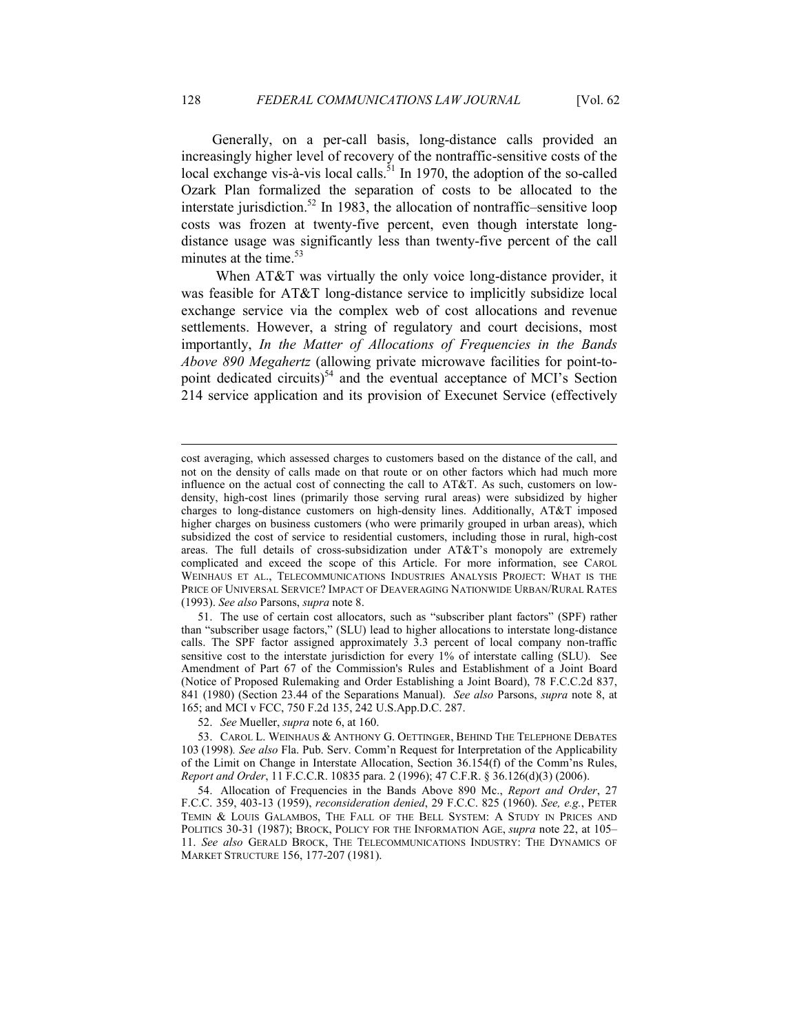Generally, on a per-call basis, long-distance calls provided an increasingly higher level of recovery of the nontraffic-sensitive costs of the local exchange vis-à-vis local calls.[51] In 1970, the adoption of the so-called Ozark Plan formalized the separation of costs to be allocated to the interstate jurisdiction.[52] In 1983, the allocation of nontraffic–sensitive loop costs was frozen at twenty-five percent, even though interstate long-distance usage was significantly less than twenty-five percent of the call minutes at the time.[53]

When AT&T was virtually the only voice long-distance provider, it was feasible for AT&T long-distance service to implicitly subsidize local exchange service via the complex web of cost allocations and revenue settlements. However, a string of regulatory and court decisions, most importantly, *In the Matter of Allocations of Frequencies in the Bands Above 890 Megahertz* (allowing private microwave facilities for point-to-point dedicated circuits)[54] and the eventual acceptance of MCI's Section 214 service application and its provision of Execunet Service (effectively

---

cost averaging, which assessed charges to customers based on the distance of the call, and not on the density of calls made on that route or on other factors which had much more influence on the actual cost of connecting the call to AT&T. As such, customers on low-density, high-cost lines (primarily those serving rural areas) were subsidized by higher charges to long-distance customers on high-density lines. Additionally, AT&T imposed higher charges on business customers (who were primarily grouped in urban areas), which subsidized the cost of service to residential customers, including those in rural, high-cost areas. The full details of cross-subsidization under AT&T's monopoly are extremely complicated and exceed the scope of this Article. For more information, see CAROL WEINHAUS ET AL., TELECOMMUNICATIONS INDUSTRIES ANALYSIS PROJECT: WHAT IS THE PRICE OF UNIVERSAL SERVICE? IMPACT OF DEAVERAGING NATIONWIDE URBAN/RURAL RATES (1993). *See also* Parsons, *supra* note 8.

51. The use of certain cost allocators, such as "subscriber plant factors" (SPF) rather than "subscriber usage factors," (SLU) lead to higher allocations to interstate long-distance calls. The SPF factor assigned approximately 3.3 percent of local company non-traffic sensitive cost to the interstate jurisdiction for every 1% of interstate calling (SLU). See Amendment of Part 67 of the Commission's Rules and Establishment of a Joint Board (Notice of Proposed Rulemaking and Order Establishing a Joint Board), 78 F.C.C.2d 837, 841 (1980) (Section 23.44 of the Separations Manual). *See also* Parsons, *supra* note 8, at 165; and MCI v FCC, 750 F.2d 135, 242 U.S.App.D.C. 287.

52. *See* Mueller, *supra* note 6, at 160.

53. CAROL L. WEINHAUS & ANTHONY G. OETTINGER, BEHIND THE TELEPHONE DEBATES 103 (1998). *See also* Fla. Pub. Serv. Comm'n Request for Interpretation of the Applicability of the Limit on Change in Interstate Allocation, Section 36.154(f) of the Comm'ns Rules, *Report and Order*, 11 F.C.C.R. 10835 para. 2 (1996); 47 C.F.R. § 36.126(d)(3) (2006).

54. Allocation of Frequencies in the Bands Above 890 Mc., *Report and Order*, 27 F.C.C. 359, 403-13 (1959), *reconsideration denied*, 29 F.C.C. 825 (1960). *See, e.g.*, PETER TEMIN & LOUIS GALAMBOS, THE FALL OF THE BELL SYSTEM: A STUDY IN PRICES AND POLITICS 30-31 (1987); BROCK, POLICY FOR THE INFORMATION AGE, *supra* note 22, at 105–11. *See also* GERALD BROCK, THE TELECOMMUNICATIONS INDUSTRY: THE DYNAMICS OF MARKET STRUCTURE 156, 177-207 (1981).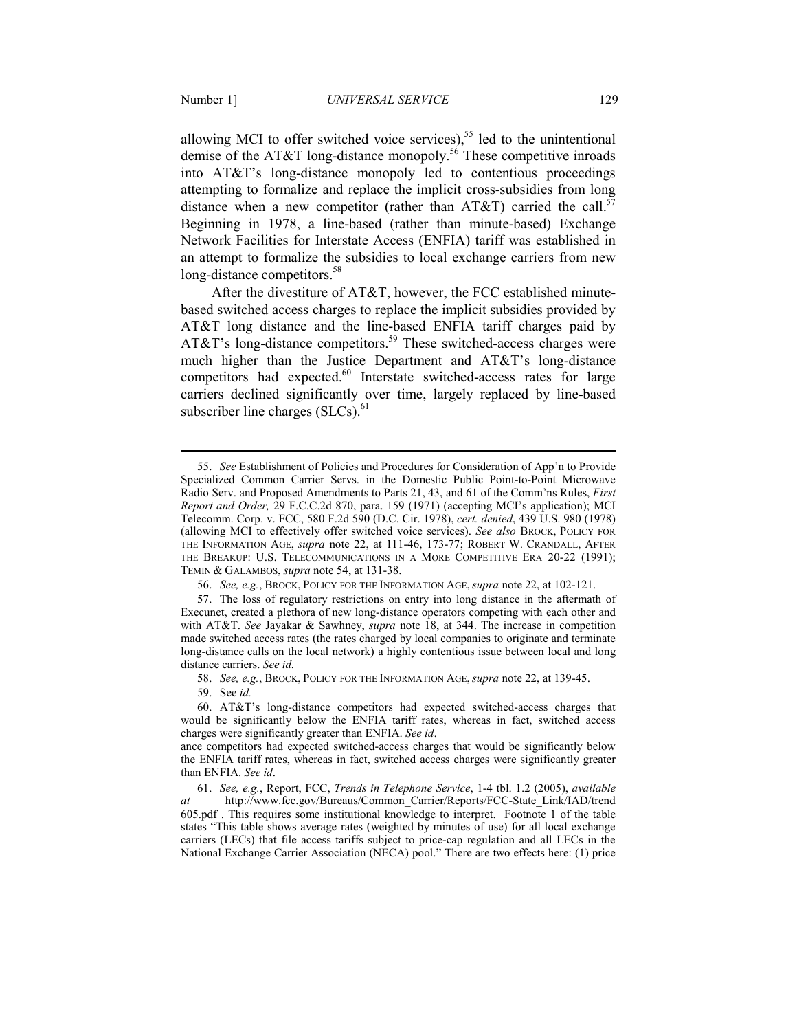allowing MCI to offer switched voice services),[55] led to the unintentional demise of the AT&T long-distance monopoly.[56] These competitive inroads into AT&T's long-distance monopoly led to contentious proceedings attempting to formalize and replace the implicit cross-subsidies from long distance when a new competitor (rather than AT&T) carried the call.[57] Beginning in 1978, a line-based (rather than minute-based) Exchange Network Facilities for Interstate Access (ENFIA) tariff was established in an attempt to formalize the subsidies to local exchange carriers from new long-distance competitors.[58]

After the divestiture of AT&T, however, the FCC established minute-based switched access charges to replace the implicit subsidies provided by AT&T long distance and the line-based ENFIA tariff charges paid by AT&T's long-distance competitors.[59] These switched-access charges were much higher than the Justice Department and AT&T's long-distance competitors had expected.[60] Interstate switched-access rates for large carriers declined significantly over time, largely replaced by line-based subscriber line charges (SLCs).[61]

---

55. *See* Establishment of Policies and Procedures for Consideration of App'n to Provide Specialized Common Carrier Servs. in the Domestic Public Point-to-Point Microwave Radio Serv. and Proposed Amendments to Parts 21, 43, and 61 of the Comm'ns Rules, *First Report and Order,* 29 F.C.C.2d 870, para. 159 (1971) (accepting MCI's application); MCI Telecomm. Corp. v. FCC, 580 F.2d 590 (D.C. Cir. 1978), *cert. denied*, 439 U.S. 980 (1978) (allowing MCI to effectively offer switched voice services). *See also* BROCK, POLICY FOR THE INFORMATION AGE, *supra* note 22, at 111-46, 173-77; ROBERT W. CRANDALL, AFTER THE BREAKUP: U.S. TELECOMMUNICATIONS IN A MORE COMPETITIVE ERA 20-22 (1991); TEMIN & GALAMBOS, *supra* note 54, at 131-38.

56. *See, e.g.*, BROCK, POLICY FOR THE INFORMATION AGE, *supra* note 22, at 102-121.

57. The loss of regulatory restrictions on entry into long distance in the aftermath of Execunet, created a plethora of new long-distance operators competing with each other and with AT&T. *See* Jayakar & Sawhney, *supra* note 18, at 344. The increase in competition made switched access rates (the rates charged by local companies to originate and terminate long-distance calls on the local network) a highly contentious issue between local and long distance carriers. *See id.*

58. *See, e.g.*, BROCK, POLICY FOR THE INFORMATION AGE, *supra* note 22, at 139-45.

59. See *id.*

60. AT&T's long-distance competitors had expected switched-access charges that would be significantly below the ENFIA tariff rates, whereas in fact, switched access charges were significantly greater than ENFIA. *See id*.

ance competitors had expected switched-access charges that would be significantly below the ENFIA tariff rates, whereas in fact, switched access charges were significantly greater than ENFIA. *See id*.

61. *See, e.g.*, Report, FCC, *Trends in Telephone Service*, 1-4 tbl. 1.2 (2005), *available at* http://www.fcc.gov/Bureaus/Common_Carrier/Reports/FCC-State_Link/IAD/trend605.pdf . This requires some institutional knowledge to interpret. Footnote 1 of the table states "This table shows average rates (weighted by minutes of use) for all local exchange carriers (LECs) that file access tariffs subject to price-cap regulation and all LECs in the National Exchange Carrier Association (NECA) pool." There are two effects here: (1) price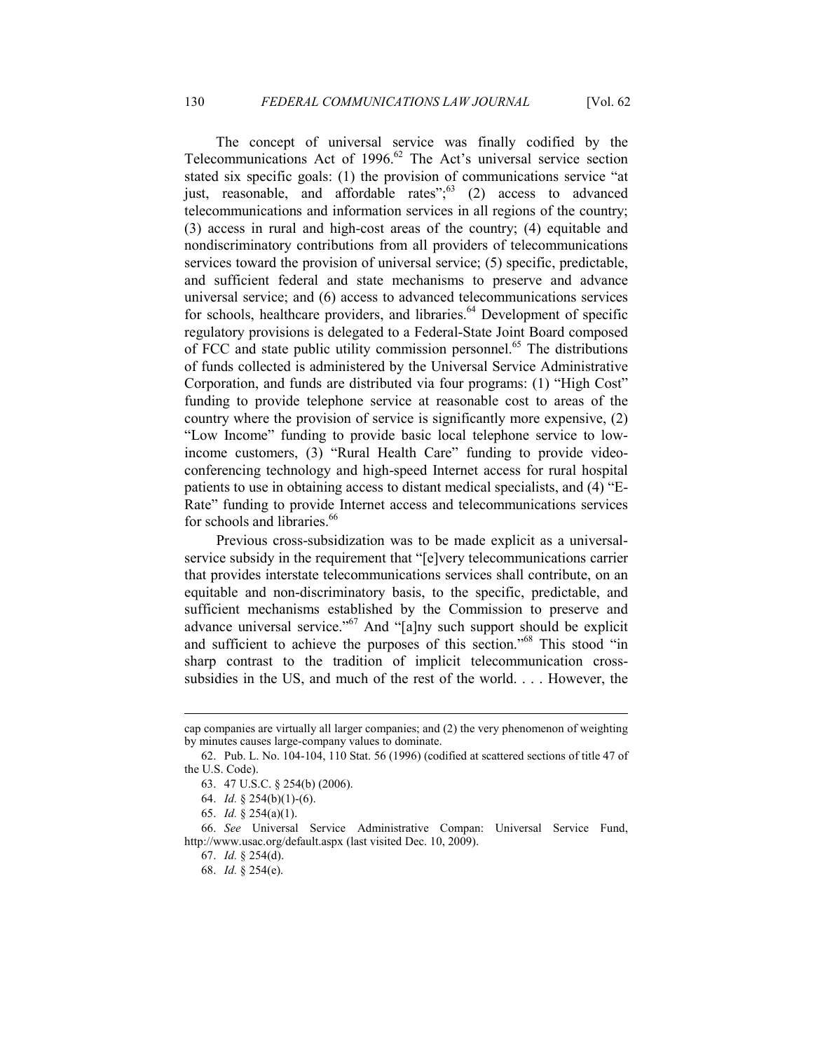The concept of universal service was finally codified by the Telecommunications Act of 1996.[62] The Act's universal service section stated six specific goals: (1) the provision of communications service "at just, reasonable, and affordable rates";[63] (2) access to advanced telecommunications and information services in all regions of the country; (3) access in rural and high-cost areas of the country; (4) equitable and nondiscriminatory contributions from all providers of telecommunications services toward the provision of universal service; (5) specific, predictable, and sufficient federal and state mechanisms to preserve and advance universal service; and (6) access to advanced telecommunications services for schools, healthcare providers, and libraries.[64] Development of specific regulatory provisions is delegated to a Federal-State Joint Board composed of FCC and state public utility commission personnel.[65] The distributions of funds collected is administered by the Universal Service Administrative Corporation, and funds are distributed via four programs: (1) "High Cost" funding to provide telephone service at reasonable cost to areas of the country where the provision of service is significantly more expensive, (2) "Low Income" funding to provide basic local telephone service to low-income customers, (3) "Rural Health Care" funding to provide video-conferencing technology and high-speed Internet access for rural hospital patients to use in obtaining access to distant medical specialists, and (4) "E-Rate" funding to provide Internet access and telecommunications services for schools and libraries.[66]

Previous cross-subsidization was to be made explicit as a universal-service subsidy in the requirement that "[e]very telecommunications carrier that provides interstate telecommunications services shall contribute, on an equitable and non-discriminatory basis, to the specific, predictable, and sufficient mechanisms established by the Commission to preserve and advance universal service."[67] And "[a]ny such support should be explicit and sufficient to achieve the purposes of this section."[68] This stood "in sharp contrast to the tradition of implicit telecommunication cross-subsidies in the US, and much of the rest of the world. . . . However, the

---

cap companies are virtually all larger companies; and (2) the very phenomenon of weighting by minutes causes large-company values to dominate.

62. Pub. L. No. 104-104, 110 Stat. 56 (1996) (codified at scattered sections of title 47 of the U.S. Code).

63. 47 U.S.C. § 254(b) (2006).

64. *Id.* § 254(b)(1)-(6).

65. *Id.* § 254(a)(1).

66. *See* Universal Service Administrative Compan: Universal Service Fund, http://www.usac.org/default.aspx (last visited Dec. 10, 2009).

67. *Id.* § 254(d).

68. *Id.* § 254(e).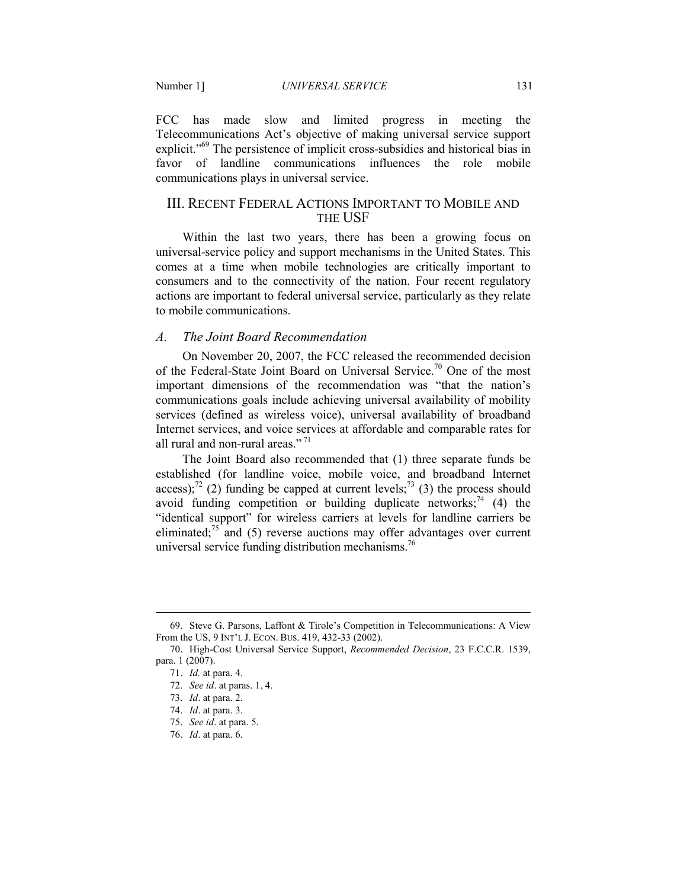FCC has made slow and limited progress in meeting the Telecommunications Act's objective of making universal service support explicit."[69] The persistence of implicit cross-subsidies and historical bias in favor of landline communications influences the role mobile communications plays in universal service.

## III. RECENT FEDERAL ACTIONS IMPORTANT TO MOBILE AND THE USF

Within the last two years, there has been a growing focus on universal-service policy and support mechanisms in the United States. This comes at a time when mobile technologies are critically important to consumers and to the connectivity of the nation. Four recent regulatory actions are important to federal universal service, particularly as they relate to mobile communications.

### *A. The Joint Board Recommendation*

On November 20, 2007, the FCC released the recommended decision of the Federal-State Joint Board on Universal Service.[70] One of the most important dimensions of the recommendation was "that the nation's communications goals include achieving universal availability of mobility services (defined as wireless voice), universal availability of broadband Internet services, and voice services at affordable and comparable rates for all rural and non-rural areas."[71]

The Joint Board also recommended that (1) three separate funds be established (for landline voice, mobile voice, and broadband Internet access);[72] (2) funding be capped at current levels;[73] (3) the process should avoid funding competition or building duplicate networks;[74] (4) the "identical support" for wireless carriers at levels for landline carriers be eliminated;[75] and (5) reverse auctions may offer advantages over current universal service funding distribution mechanisms.[76]

---

69. Steve G. Parsons, Laffont & Tirole's Competition in Telecommunications: A View From the US, 9 INT'L J. ECON. BUS. 419, 432-33 (2002).

70. High-Cost Universal Service Support, *Recommended Decision*, 23 F.C.C.R. 1539, para. 1 (2007).

71. *Id.* at para. 4.

72. *See id*. at paras. 1, 4.

73. *Id*. at para. 2.

74. *Id*. at para. 3.

75. *See id*. at para. 5.

76. *Id*. at para. 6.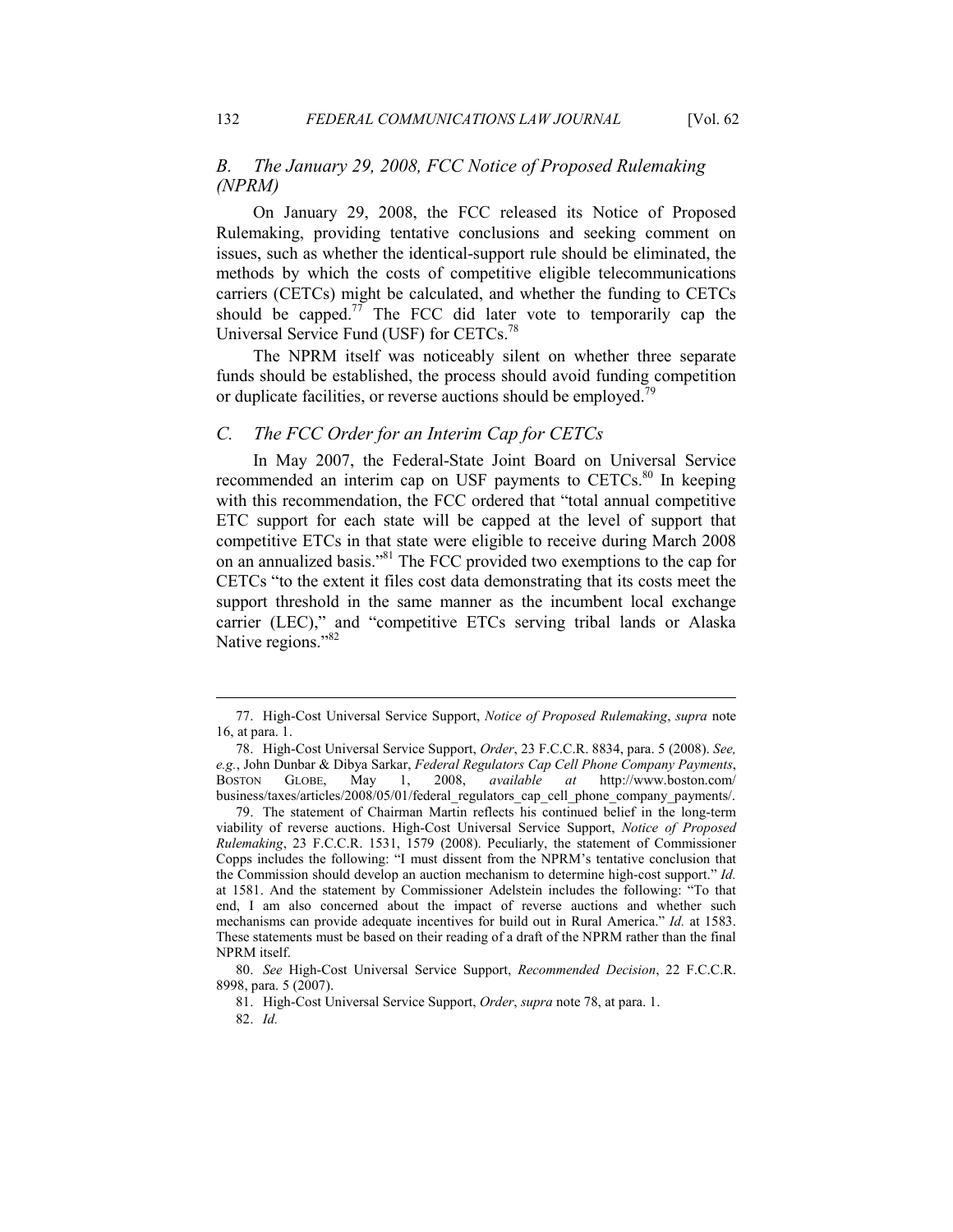### *B. The January 29, 2008, FCC Notice of Proposed Rulemaking (NPRM)*

On January 29, 2008, the FCC released its Notice of Proposed Rulemaking, providing tentative conclusions and seeking comment on issues, such as whether the identical-support rule should be eliminated, the methods by which the costs of competitive eligible telecommunications carriers (CETCs) might be calculated, and whether the funding to CETCs should be capped.[77] The FCC did later vote to temporarily cap the Universal Service Fund (USF) for CETCs.[78]

The NPRM itself was noticeably silent on whether three separate funds should be established, the process should avoid funding competition or duplicate facilities, or reverse auctions should be employed.[79]

### *C. The FCC Order for an Interim Cap for CETCs*

In May 2007, the Federal-State Joint Board on Universal Service recommended an interim cap on USF payments to CETCs.[80] In keeping with this recommendation, the FCC ordered that "total annual competitive ETC support for each state will be capped at the level of support that competitive ETCs in that state were eligible to receive during March 2008 on an annualized basis."[81] The FCC provided two exemptions to the cap for CETCs "to the extent it files cost data demonstrating that its costs meet the support threshold in the same manner as the incumbent local exchange carrier (LEC)," and "competitive ETCs serving tribal lands or Alaska Native regions."[82]

---

77. High-Cost Universal Service Support, *Notice of Proposed Rulemaking*, *supra* note 16, at para. 1.

78. High-Cost Universal Service Support, *Order*, 23 F.C.C.R. 8834, para. 5 (2008). *See, e.g.*, John Dunbar & Dibya Sarkar, *Federal Regulators Cap Cell Phone Company Payments*, BOSTON GLOBE, May 1, 2008, *available at* http://www.boston.com/business/taxes/articles/2008/05/01/federal_regulators_cap_cell_phone_company_payments/.

79. The statement of Chairman Martin reflects his continued belief in the long-term viability of reverse auctions. High-Cost Universal Service Support, *Notice of Proposed Rulemaking*, 23 F.C.C.R. 1531, 1579 (2008). Peculiarly, the statement of Commissioner Copps includes the following: "I must dissent from the NPRM's tentative conclusion that the Commission should develop an auction mechanism to determine high-cost support." *Id.* at 1581. And the statement by Commissioner Adelstein includes the following: "To that end, I am also concerned about the impact of reverse auctions and whether such mechanisms can provide adequate incentives for build out in Rural America." *Id.* at 1583. These statements must be based on their reading of a draft of the NPRM rather than the final NPRM itself.

80. *See* High-Cost Universal Service Support, *Recommended Decision*, 22 F.C.C.R. 8998, para. 5 (2007).

81. High-Cost Universal Service Support, *Order*, *supra* note 78, at para. 1.

82. *Id.*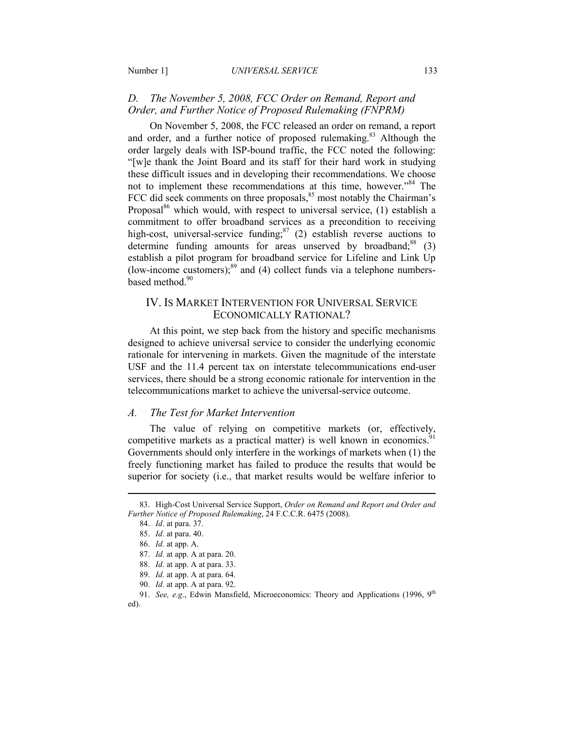### *D. The November 5, 2008, FCC Order on Remand, Report and Order, and Further Notice of Proposed Rulemaking (FNPRM)*

On November 5, 2008, the FCC released an order on remand, a report and order, and a further notice of proposed rulemaking.[83] Although the order largely deals with ISP-bound traffic, the FCC noted the following: "[w]e thank the Joint Board and its staff for their hard work in studying these difficult issues and in developing their recommendations. We choose not to implement these recommendations at this time, however."[84] The FCC did seek comments on three proposals,[85] most notably the Chairman's Proposal[86] which would, with respect to universal service, (1) establish a commitment to offer broadband services as a precondition to receiving high-cost, universal-service funding;[87] (2) establish reverse auctions to determine funding amounts for areas unserved by broadband;[88] (3) establish a pilot program for broadband service for Lifeline and Link Up (low-income customers);[89] and (4) collect funds via a telephone numbers-based method.[90]

## IV. IS MARKET INTERVENTION FOR UNIVERSAL SERVICE ECONOMICALLY RATIONAL?

At this point, we step back from the history and specific mechanisms designed to achieve universal service to consider the underlying economic rationale for intervening in markets. Given the magnitude of the interstate USF and the 11.4 percent tax on interstate telecommunications end-user services, there should be a strong economic rationale for intervention in the telecommunications market to achieve the universal-service outcome.

### *A. The Test for Market Intervention*

The value of relying on competitive markets (or, effectively, competitive markets as a practical matter) is well known in economics.[91] Governments should only interfere in the workings of markets when (1) the freely functioning market has failed to produce the results that would be superior for society (i.e., that market results would be welfare inferior to

---

83. High-Cost Universal Service Support, *Order on Remand and Report and Order and Further Notice of Proposed Rulemaking*, 24 F.C.C.R. 6475 (2008).

84. *Id*. at para. 37.

85. *Id.* at para. 40.

86. *Id.* at app. A.

87. *Id.* at app. A at para. 20.

88. *Id.* at app. A at para. 33.

89. *Id.* at app. A at para. 64.

90. *Id.* at app. A at para. 92.

91. *See, e.g*., Edwin Mansfield, Microeconomics: Theory and Applications (1996, 9th ed).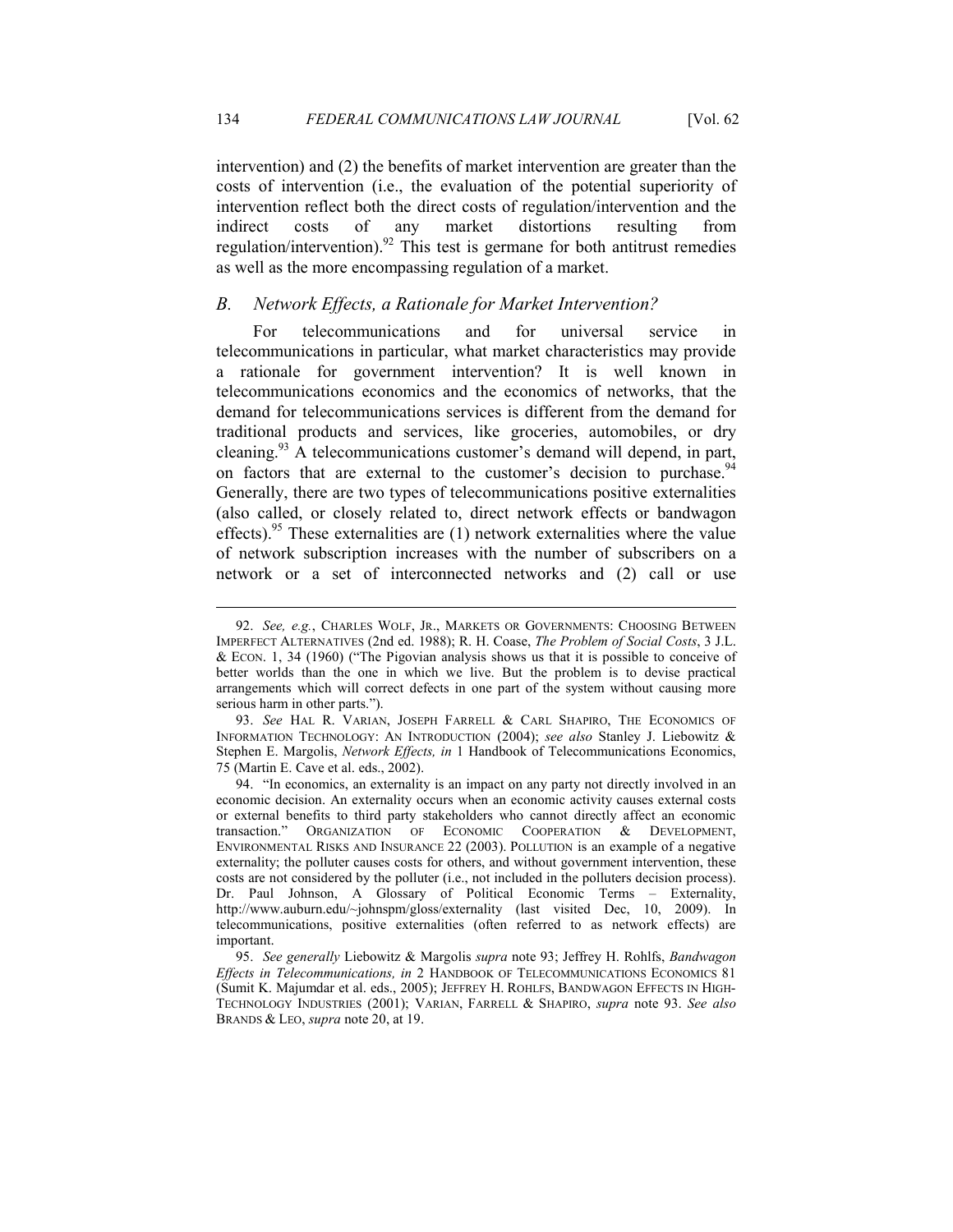intervention) and (2) the benefits of market intervention are greater than the costs of intervention (i.e., the evaluation of the potential superiority of intervention reflect both the direct costs of regulation/intervention and the indirect costs of any market distortions resulting from regulation/intervention).[92] This test is germane for both antitrust remedies as well as the more encompassing regulation of a market.

### *B. Network Effects, a Rationale for Market Intervention?*

For telecommunications and for universal service in telecommunications in particular, what market characteristics may provide a rationale for government intervention? It is well known in telecommunications economics and the economics of networks, that the demand for telecommunications services is different from the demand for traditional products and services, like groceries, automobiles, or dry cleaning.[93] A telecommunications customer's demand will depend, in part, on factors that are external to the customer's decision to purchase.[94] Generally, there are two types of telecommunications positive externalities (also called, or closely related to, direct network effects or bandwagon effects).[95] These externalities are (1) network externalities where the value of network subscription increases with the number of subscribers on a network or a set of interconnected networks and (2) call or use

---

92. *See, e.g.*, CHARLES WOLF, JR., MARKETS OR GOVERNMENTS: CHOOSING BETWEEN IMPERFECT ALTERNATIVES (2nd ed. 1988); R. H. Coase, *The Problem of Social Costs*, 3 J.L. & ECON. 1, 34 (1960) ("The Pigovian analysis shows us that it is possible to conceive of better worlds than the one in which we live. But the problem is to devise practical arrangements which will correct defects in one part of the system without causing more serious harm in other parts.").

93. *See* HAL R. VARIAN, JOSEPH FARRELL & CARL SHAPIRO, THE ECONOMICS OF INFORMATION TECHNOLOGY: AN INTRODUCTION (2004); *see also* Stanley J. Liebowitz & Stephen E. Margolis, *Network Effects, in* 1 Handbook of Telecommunications Economics, 75 (Martin E. Cave et al. eds., 2002).

94. "In economics, an externality is an impact on any party not directly involved in an economic decision. An externality occurs when an economic activity causes external costs or external benefits to third party stakeholders who cannot directly affect an economic transaction." ORGANIZATION OF ECONOMIC COOPERATION & DEVELOPMENT, ENVIRONMENTAL RISKS AND INSURANCE 22 (2003). POLLUTION is an example of a negative externality; the polluter causes costs for others, and without government intervention, these costs are not considered by the polluter (i.e., not included in the polluters decision process). Dr. Paul Johnson, A Glossary of Political Economic Terms – Externality, http://www.auburn.edu/~johnspm/gloss/externality (last visited Dec, 10, 2009). In telecommunications, positive externalities (often referred to as network effects) are important.

95. *See generally* Liebowitz & Margolis *supra* note 93; Jeffrey H. Rohlfs, *Bandwagon Effects in Telecommunications, in* 2 HANDBOOK OF TELECOMMUNICATIONS ECONOMICS 81 (Sumit K. Majumdar et al. eds., 2005); JEFFREY H. ROHLFS, BANDWAGON EFFECTS IN HIGH-TECHNOLOGY INDUSTRIES (2001); VARIAN, FARRELL & SHAPIRO, *supra* note 93. *See also* BRANDS & LEO, *supra* note 20, at 19.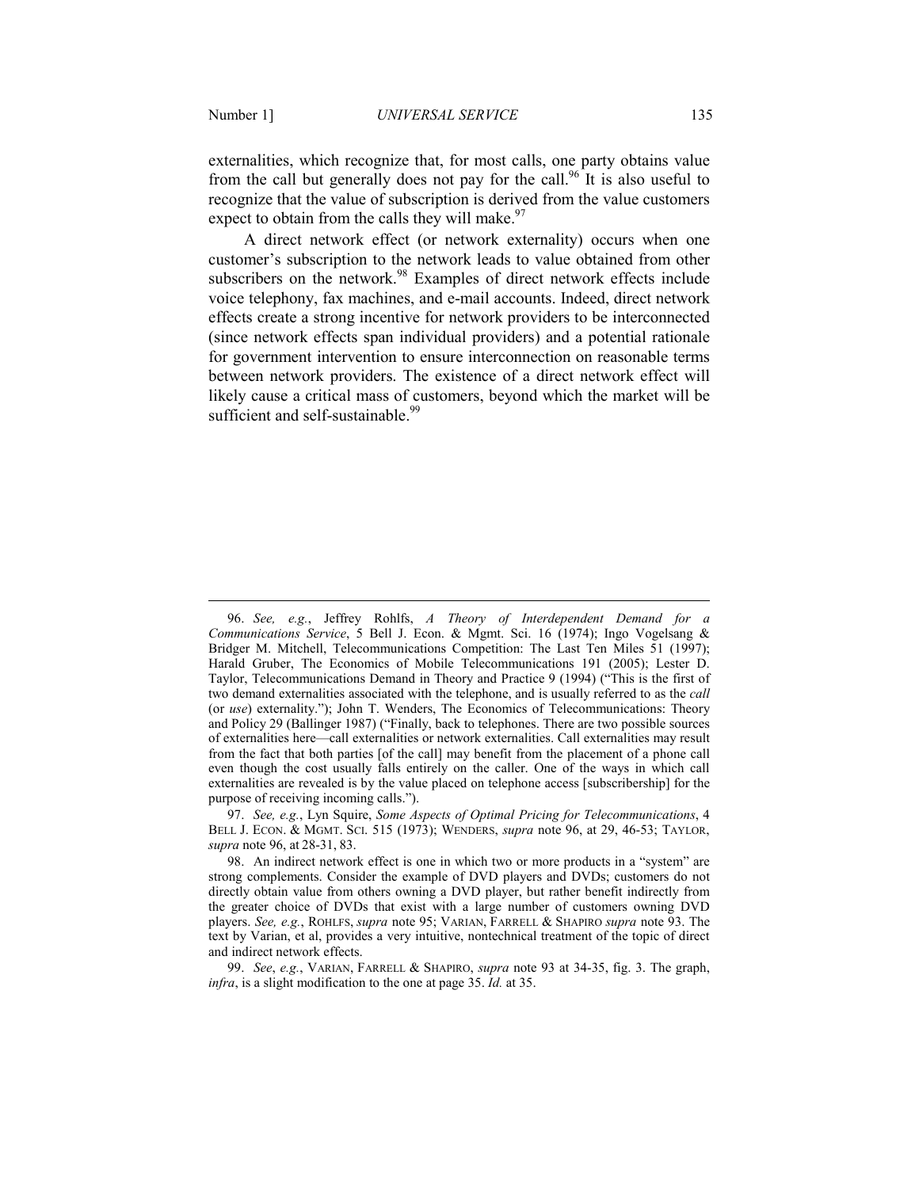externalities, which recognize that, for most calls, one party obtains value from the call but generally does not pay for the call.[96] It is also useful to recognize that the value of subscription is derived from the value customers expect to obtain from the calls they will make.[97]

A direct network effect (or network externality) occurs when one customer's subscription to the network leads to value obtained from other subscribers on the network.[98] Examples of direct network effects include voice telephony, fax machines, and e-mail accounts. Indeed, direct network effects create a strong incentive for network providers to be interconnected (since network effects span individual providers) and a potential rationale for government intervention to ensure interconnection on reasonable terms between network providers. The existence of a direct network effect will likely cause a critical mass of customers, beyond which the market will be sufficient and self-sustainable.[99]

---

96. *See, e.g.*, Jeffrey Rohlfs, *A Theory of Interdependent Demand for a Communications Service*, 5 Bell J. Econ. & Mgmt. Sci. 16 (1974); Ingo Vogelsang & Bridger M. Mitchell, Telecommunications Competition: The Last Ten Miles 51 (1997); Harald Gruber, The Economics of Mobile Telecommunications 191 (2005); Lester D. Taylor, Telecommunications Demand in Theory and Practice 9 (1994) ("This is the first of two demand externalities associated with the telephone, and is usually referred to as the *call* (or *use*) externality."); John T. Wenders, The Economics of Telecommunications: Theory and Policy 29 (Ballinger 1987) ("Finally, back to telephones. There are two possible sources of externalities here—call externalities or network externalities. Call externalities may result from the fact that both parties [of the call] may benefit from the placement of a phone call even though the cost usually falls entirely on the caller. One of the ways in which call externalities are revealed is by the value placed on telephone access [subscribership] for the purpose of receiving incoming calls.").

97. *See, e.g.*, Lyn Squire, *Some Aspects of Optimal Pricing for Telecommunications*, 4 BELL J. ECON. & MGMT. SCI. 515 (1973); WENDERS, *supra* note 96, at 29, 46-53; TAYLOR, *supra* note 96, at 28-31, 83.

98. An indirect network effect is one in which two or more products in a "system" are strong complements. Consider the example of DVD players and DVDs; customers do not directly obtain value from others owning a DVD player, but rather benefit indirectly from the greater choice of DVDs that exist with a large number of customers owning DVD players. *See, e.g.*, ROHLFS, *supra* note 95; VARIAN, FARRELL & SHAPIRO *supra* note 93. The text by Varian, et al, provides a very intuitive, nontechnical treatment of the topic of direct and indirect network effects.

99. *See*, *e.g.*, VARIAN, FARRELL & SHAPIRO, *supra* note 93 at 34-35, fig. 3. The graph, *infra*, is a slight modification to the one at page 35. *Id.* at 35.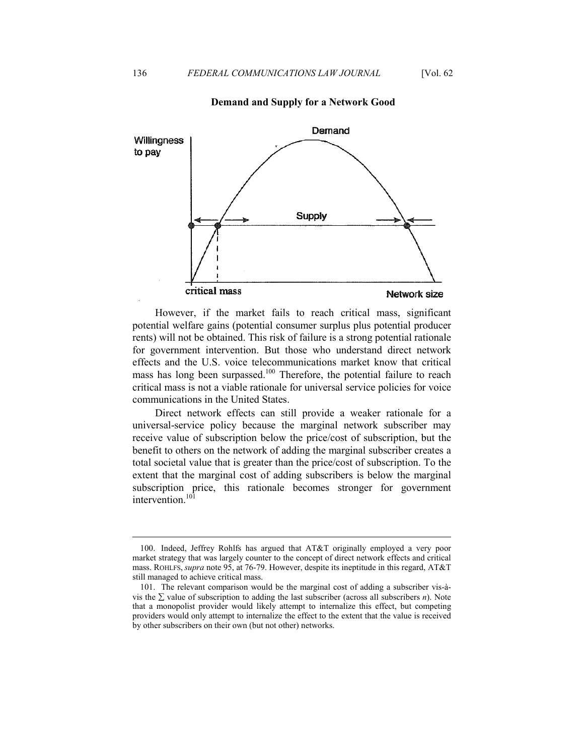**Demand and Supply for a Network Good**

However, if the market fails to reach critical mass, significant potential welfare gains (potential consumer surplus plus potential producer rents) will not be obtained. This risk of failure is a strong potential rationale for government intervention. But those who understand direct network effects and the U.S. voice telecommunications market know that critical mass has long been surpassed.[100] Therefore, the potential failure to reach critical mass is not a viable rationale for universal service policies for voice communications in the United States.

Direct network effects can still provide a weaker rationale for a universal-service policy because the marginal network subscriber may receive value of subscription below the price/cost of subscription, but the benefit to others on the network of adding the marginal subscriber creates a total societal value that is greater than the price/cost of subscription. To the extent that the marginal cost of adding subscribers is below the marginal subscription price, this rationale becomes stronger for government intervention.[101]

---

100. Indeed, Jeffrey Rohlfs has argued that AT&T originally employed a very poor market strategy that was largely counter to the concept of direct network effects and critical mass. ROHLFS, *supra* note 95, at 76-79. However, despite its ineptitude in this regard, AT&T still managed to achieve critical mass.

101. The relevant comparison would be the marginal cost of adding a subscriber vis-à-vis the $\sum$ value of subscription to adding the last subscriber (across all subscribers $n$). Note that a monopolist provider would likely attempt to internalize this effect, but competing providers would only attempt to internalize the effect to the extent that the value is received by other subscribers on their own (but not other) networks.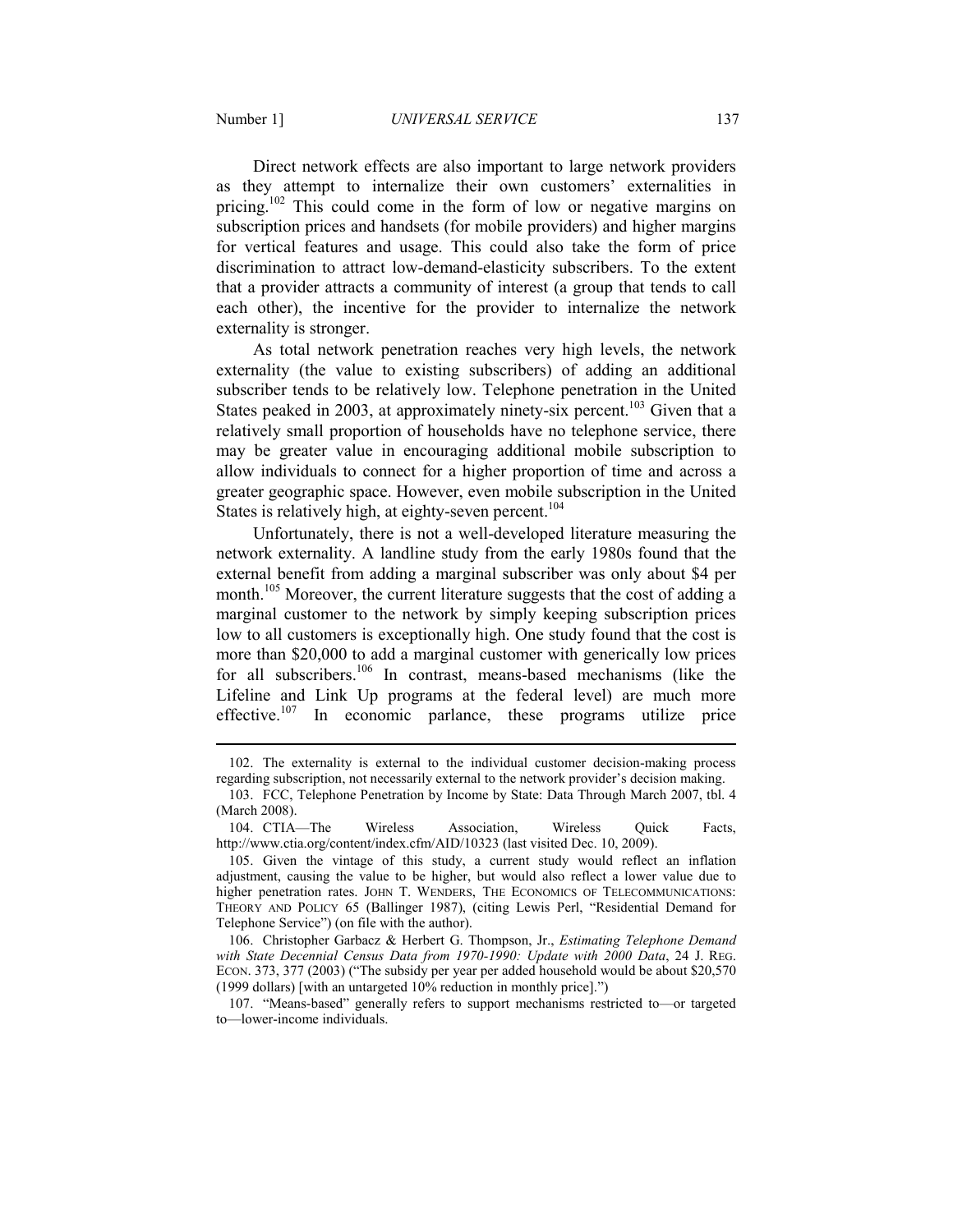Direct network effects are also important to large network providers as they attempt to internalize their own customers' externalities in pricing.[102] This could come in the form of low or negative margins on subscription prices and handsets (for mobile providers) and higher margins for vertical features and usage. This could also take the form of price discrimination to attract low-demand-elasticity subscribers. To the extent that a provider attracts a community of interest (a group that tends to call each other), the incentive for the provider to internalize the network externality is stronger.

As total network penetration reaches very high levels, the network externality (the value to existing subscribers) of adding an additional subscriber tends to be relatively low. Telephone penetration in the United States peaked in 2003, at approximately ninety-six percent.[103] Given that a relatively small proportion of households have no telephone service, there may be greater value in encouraging additional mobile subscription to allow individuals to connect for a higher proportion of time and across a greater geographic space. However, even mobile subscription in the United States is relatively high, at eighty-seven percent.[104]

Unfortunately, there is not a well-developed literature measuring the network externality. A landline study from the early 1980s found that the external benefit from adding a marginal subscriber was only about $4 per month.[105] Moreover, the current literature suggests that the cost of adding a marginal customer to the network by simply keeping subscription prices low to all customers is exceptionally high. One study found that the cost is more than $20,000 to add a marginal customer with generically low prices for all subscribers.[106] In contrast, means-based mechanisms (like the Lifeline and Link Up programs at the federal level) are much more effective.[107] In economic parlance, these programs utilize price

---

102. The externality is external to the individual customer decision-making process regarding subscription, not necessarily external to the network provider's decision making.

103. FCC, Telephone Penetration by Income by State: Data Through March 2007, tbl. 4 (March 2008).

104. CTIA—The Wireless Association, Wireless Quick Facts, http://www.ctia.org/content/index.cfm/AID/10323 (last visited Dec. 10, 2009).

105. Given the vintage of this study, a current study would reflect an inflation adjustment, causing the value to be higher, but would also reflect a lower value due to higher penetration rates. JOHN T. WENDERS, THE ECONOMICS OF TELECOMMUNICATIONS: THEORY AND POLICY 65 (Ballinger 1987), (citing Lewis Perl, "Residential Demand for Telephone Service") (on file with the author).

106. Christopher Garbacz & Herbert G. Thompson, Jr., *Estimating Telephone Demand with State Decennial Census Data from 1970-1990: Update with 2000 Data*, 24 J. REG. ECON. 373, 377 (2003) ("The subsidy per year per added household would be about $20,570 (1999 dollars) [with an untargeted 10% reduction in monthly price].")

107. "Means-based" generally refers to support mechanisms restricted to—or targeted to—lower-income individuals.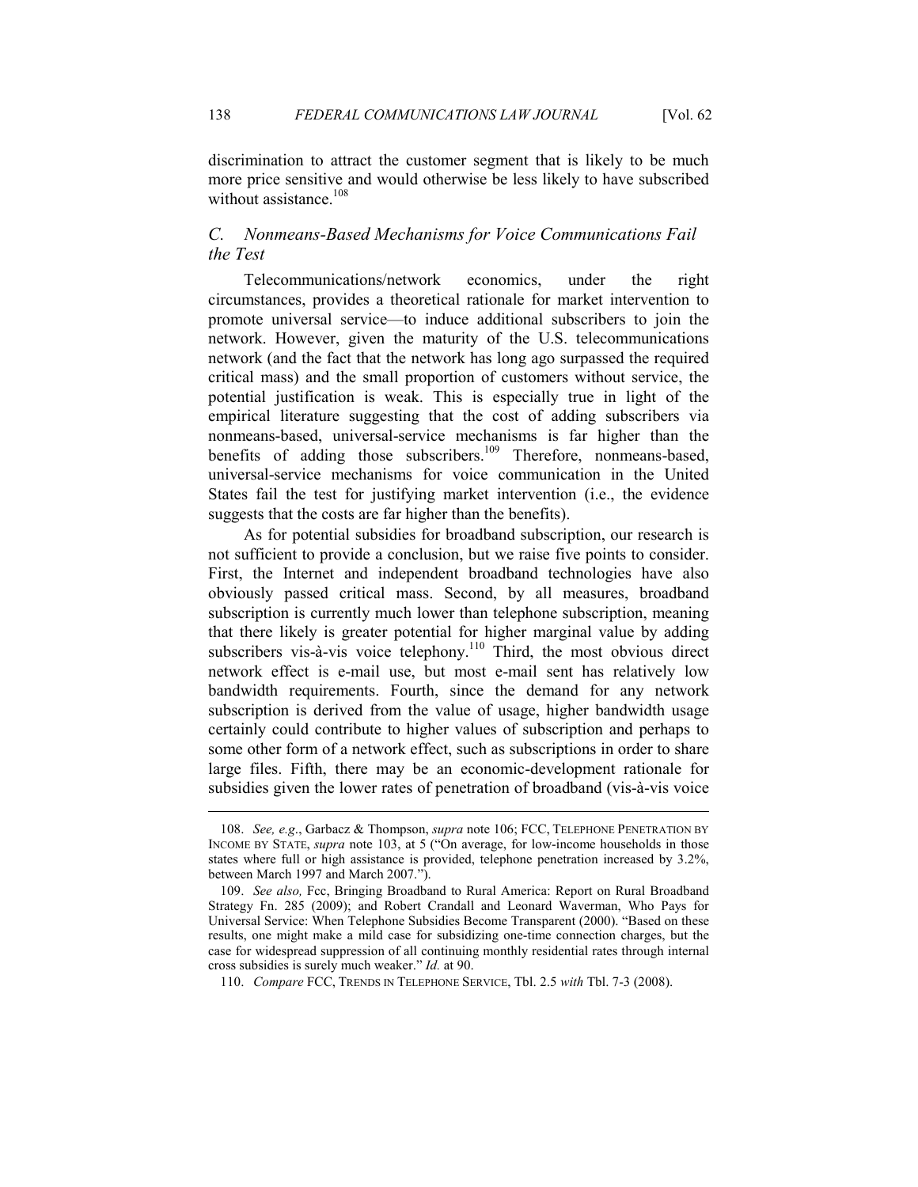discrimination to attract the customer segment that is likely to be much more price sensitive and would otherwise be less likely to have subscribed without assistance.[108]

### *C. Nonmeans-Based Mechanisms for Voice Communications Fail the Test*

Telecommunications/network economics, under the right circumstances, provides a theoretical rationale for market intervention to promote universal service—to induce additional subscribers to join the network. However, given the maturity of the U.S. telecommunications network (and the fact that the network has long ago surpassed the required critical mass) and the small proportion of customers without service, the potential justification is weak. This is especially true in light of the empirical literature suggesting that the cost of adding subscribers via nonmeans-based, universal-service mechanisms is far higher than the benefits of adding those subscribers.[109] Therefore, nonmeans-based, universal-service mechanisms for voice communication in the United States fail the test for justifying market intervention (i.e., the evidence suggests that the costs are far higher than the benefits).

As for potential subsidies for broadband subscription, our research is not sufficient to provide a conclusion, but we raise five points to consider. First, the Internet and independent broadband technologies have also obviously passed critical mass. Second, by all measures, broadband subscription is currently much lower than telephone subscription, meaning that there likely is greater potential for higher marginal value by adding subscribers vis-à-vis voice telephony.[110] Third, the most obvious direct network effect is e-mail use, but most e-mail sent has relatively low bandwidth requirements. Fourth, since the demand for any network subscription is derived from the value of usage, higher bandwidth usage certainly could contribute to higher values of subscription and perhaps to some other form of a network effect, such as subscriptions in order to share large files. Fifth, there may be an economic-development rationale for subsidies given the lower rates of penetration of broadband (vis-à-vis voice

---

108. *See, e.g*., Garbacz & Thompson, *supra* note 106; FCC, TELEPHONE PENETRATION BY INCOME BY STATE, *supra* note 103, at 5 ("On average, for low-income households in those states where full or high assistance is provided, telephone penetration increased by 3.2%, between March 1997 and March 2007.").

109. *See also,* Fcc, Bringing Broadband to Rural America: Report on Rural Broadband Strategy Fn. 285 (2009); and Robert Crandall and Leonard Waverman, Who Pays for Universal Service: When Telephone Subsidies Become Transparent (2000). "Based on these results, one might make a mild case for subsidizing one-time connection charges, but the case for widespread suppression of all continuing monthly residential rates through internal cross subsidies is surely much weaker." *Id.* at 90.

110. *Compare* FCC, TRENDS IN TELEPHONE SERVICE, Tbl. 2.5 *with* Tbl. 7-3 (2008).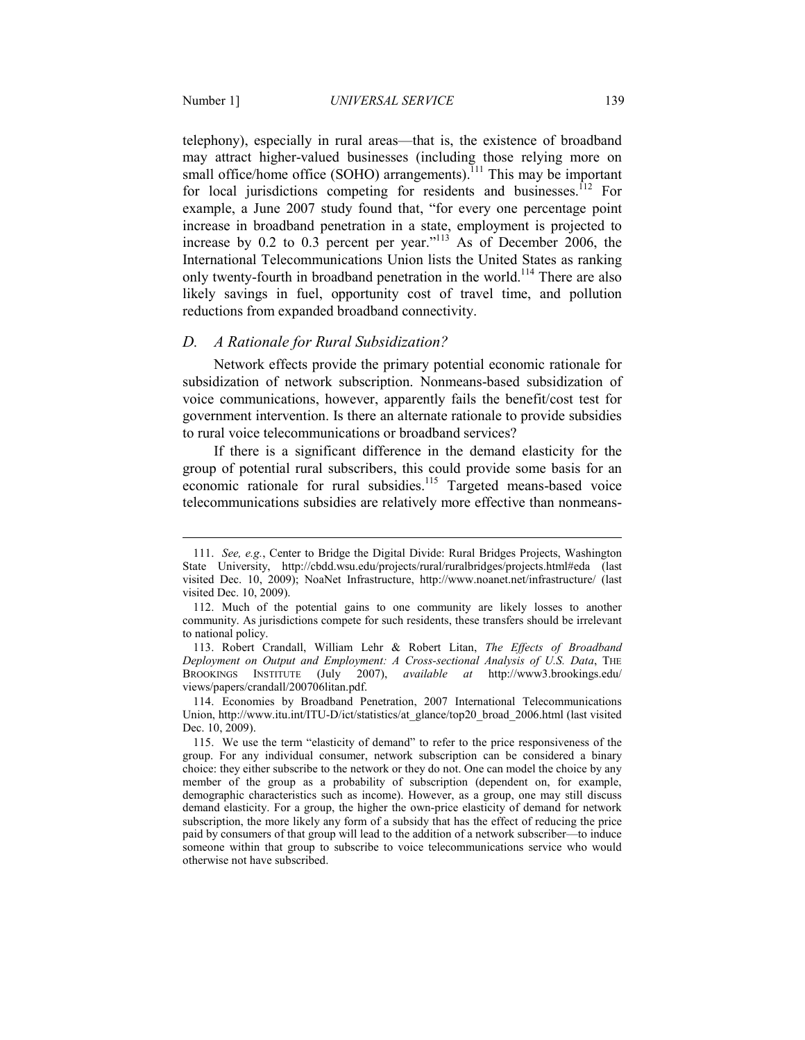telephony), especially in rural areas—that is, the existence of broadband may attract higher-valued businesses (including those relying more on small office/home office (SOHO) arrangements).[111] This may be important for local jurisdictions competing for residents and businesses.[112] For example, a June 2007 study found that, "for every one percentage point increase in broadband penetration in a state, employment is projected to increase by 0.2 to 0.3 percent per year."[113] As of December 2006, the International Telecommunications Union lists the United States as ranking only twenty-fourth in broadband penetration in the world.[114] There are also likely savings in fuel, opportunity cost of travel time, and pollution reductions from expanded broadband connectivity.

### *D. A Rationale for Rural Subsidization?*

Network effects provide the primary potential economic rationale for subsidization of network subscription. Nonmeans-based subsidization of voice communications, however, apparently fails the benefit/cost test for government intervention. Is there an alternate rationale to provide subsidies to rural voice telecommunications or broadband services?

If there is a significant difference in the demand elasticity for the group of potential rural subscribers, this could provide some basis for an economic rationale for rural subsidies.[115] Targeted means-based voice telecommunications subsidies are relatively more effective than nonmeans-

---

111. *See, e.g.*, Center to Bridge the Digital Divide: Rural Bridges Projects, Washington State University, http://cbdd.wsu.edu/projects/rural/ruralbridges/projects.html#eda (last visited Dec. 10, 2009); NoaNet Infrastructure, http://www.noanet.net/infrastructure/ (last visited Dec. 10, 2009).

112. Much of the potential gains to one community are likely losses to another community. As jurisdictions compete for such residents, these transfers should be irrelevant to national policy.

113. Robert Crandall, William Lehr & Robert Litan, *The Effects of Broadband Deployment on Output and Employment: A Cross-sectional Analysis of U.S. Data*, THE BROOKINGS INSTITUTE (July 2007), *available at* http://www3.brookings.edu/views/papers/crandall/200706litan.pdf.

114. Economies by Broadband Penetration, 2007 International Telecommunications Union, http://www.itu.int/ITU-D/ict/statistics/at_glance/top20_broad_2006.html (last visited Dec. 10, 2009).

115. We use the term "elasticity of demand" to refer to the price responsiveness of the group. For any individual consumer, network subscription can be considered a binary choice: they either subscribe to the network or they do not. One can model the choice by any member of the group as a probability of subscription (dependent on, for example, demographic characteristics such as income). However, as a group, one may still discuss demand elasticity. For a group, the higher the own-price elasticity of demand for network subscription, the more likely any form of a subsidy that has the effect of reducing the price paid by consumers of that group will lead to the addition of a network subscriber—to induce someone within that group to subscribe to voice telecommunications service who would otherwise not have subscribed.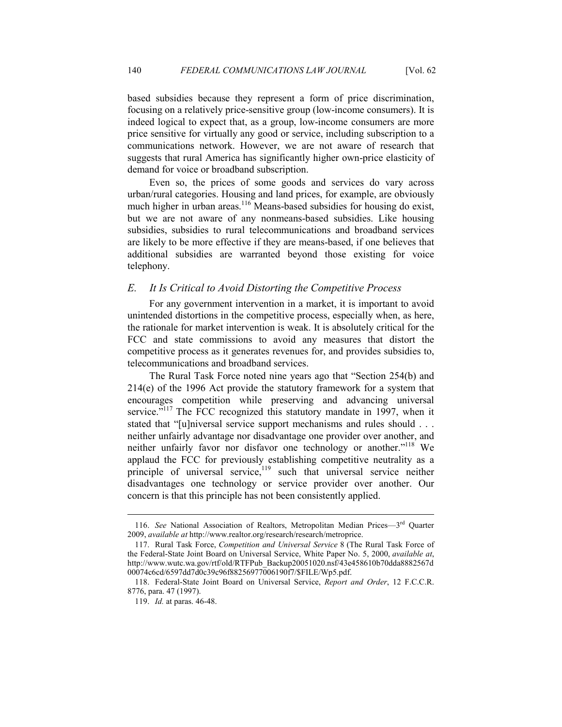based subsidies because they represent a form of price discrimination, focusing on a relatively price-sensitive group (low-income consumers). It is indeed logical to expect that, as a group, low-income consumers are more price sensitive for virtually any good or service, including subscription to a communications network. However, we are not aware of research that suggests that rural America has significantly higher own-price elasticity of demand for voice or broadband subscription.

Even so, the prices of some goods and services do vary across urban/rural categories. Housing and land prices, for example, are obviously much higher in urban areas.[116] Means-based subsidies for housing do exist, but we are not aware of any nonmeans-based subsidies. Like housing subsidies, subsidies to rural telecommunications and broadband services are likely to be more effective if they are means-based, if one believes that additional subsidies are warranted beyond those existing for voice telephony.

### *E. It Is Critical to Avoid Distorting the Competitive Process*

For any government intervention in a market, it is important to avoid unintended distortions in the competitive process, especially when, as here, the rationale for market intervention is weak. It is absolutely critical for the FCC and state commissions to avoid any measures that distort the competitive process as it generates revenues for, and provides subsidies to, telecommunications and broadband services.

The Rural Task Force noted nine years ago that "Section 254(b) and 214(e) of the 1996 Act provide the statutory framework for a system that encourages competition while preserving and advancing universal service."[117] The FCC recognized this statutory mandate in 1997, when it stated that "[u]niversal service support mechanisms and rules should . . . neither unfairly advantage nor disadvantage one provider over another, and neither unfairly favor nor disfavor one technology or another."[118] We applaud the FCC for previously establishing competitive neutrality as a principle of universal service,[119] such that universal service neither disadvantages one technology or service provider over another. Our concern is that this principle has not been consistently applied.

---

116. *See* National Association of Realtors, Metropolitan Median Prices—3rd Quarter 2009, *available at* http://www.realtor.org/research/research/metroprice.

117. Rural Task Force, *Competition and Universal Service* 8 (The Rural Task Force of the Federal-State Joint Board on Universal Service, White Paper No. 5, 2000, *available at*, http://www.wutc.wa.gov/rtf/old/RTFPub_Backup20051020.nsf/43e458610b70dda8882567d00074c6cd/6597dd7d0c39c96f88256977006190f7/$FILE/Wp5.pdf.

118. Federal-State Joint Board on Universal Service, *Report and Order*, 12 F.C.C.R. 8776, para. 47 (1997).

119. *Id.* at paras. 46-48.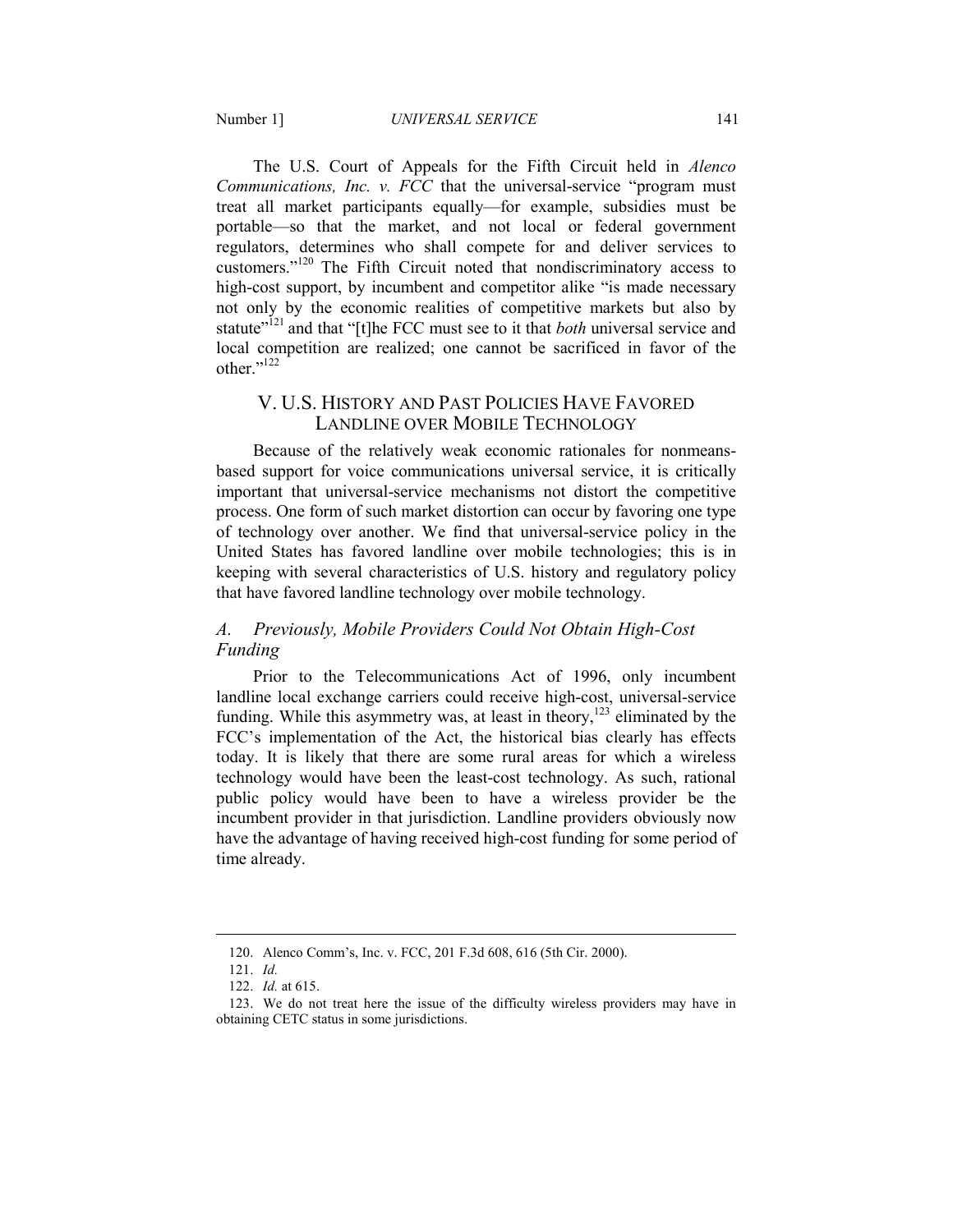The U.S. Court of Appeals for the Fifth Circuit held in *Alenco Communications, Inc. v. FCC* that the universal-service "program must treat all market participants equally—for example, subsidies must be portable—so that the market, and not local or federal government regulators, determines who shall compete for and deliver services to customers."[120] The Fifth Circuit noted that nondiscriminatory access to high-cost support, by incumbent and competitor alike "is made necessary not only by the economic realities of competitive markets but also by statute"[121] and that "[t]he FCC must see to it that *both* universal service and local competition are realized; one cannot be sacrificed in favor of the other."[122]

## V. U.S. HISTORY AND PAST POLICIES HAVE FAVORED LANDLINE OVER MOBILE TECHNOLOGY

Because of the relatively weak economic rationales for nonmeans-based support for voice communications universal service, it is critically important that universal-service mechanisms not distort the competitive process. One form of such market distortion can occur by favoring one type of technology over another. We find that universal-service policy in the United States has favored landline over mobile technologies; this is in keeping with several characteristics of U.S. history and regulatory policy that have favored landline technology over mobile technology.

### *A. Previously, Mobile Providers Could Not Obtain High-Cost Funding*

Prior to the Telecommunications Act of 1996, only incumbent landline local exchange carriers could receive high-cost, universal-service funding. While this asymmetry was, at least in theory,[123] eliminated by the FCC's implementation of the Act, the historical bias clearly has effects today. It is likely that there are some rural areas for which a wireless technology would have been the least-cost technology. As such, rational public policy would have been to have a wireless provider be the incumbent provider in that jurisdiction. Landline providers obviously now have the advantage of having received high-cost funding for some period of time already.

---

120. Alenco Comm's, Inc. v. FCC, 201 F.3d 608, 616 (5th Cir. 2000).

121. *Id.*

122. *Id.* at 615.

123. We do not treat here the issue of the difficulty wireless providers may have in obtaining CETC status in some jurisdictions.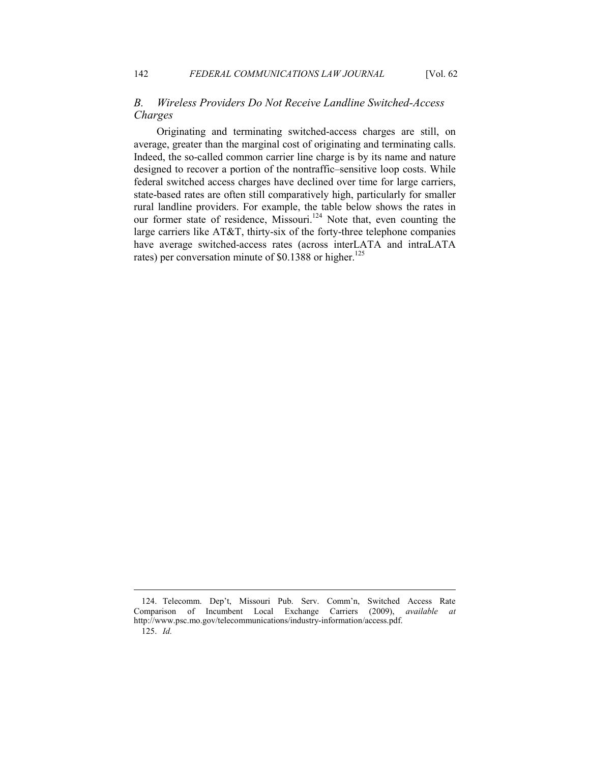### *B. Wireless Providers Do Not Receive Landline Switched-Access Charges*

Originating and terminating switched-access charges are still, on average, greater than the marginal cost of originating and terminating calls. Indeed, the so-called common carrier line charge is by its name and nature designed to recover a portion of the nontraffic–sensitive loop costs. While federal switched access charges have declined over time for large carriers, state-based rates are often still comparatively high, particularly for smaller rural landline providers. For example, the table below shows the rates in our former state of residence, Missouri.[124] Note that, even counting the large carriers like AT&T, thirty-six of the forty-three telephone companies have average switched-access rates (across interLATA and intraLATA rates) per conversation minute of $0.1388 or higher.[125]

---

124. Telecomm. Dep't, Missouri Pub. Serv. Comm'n, Switched Access Rate Comparison of Incumbent Local Exchange Carriers (2009), *available at* http://www.psc.mo.gov/telecommunications/industry-information/access.pdf.

125. *Id.*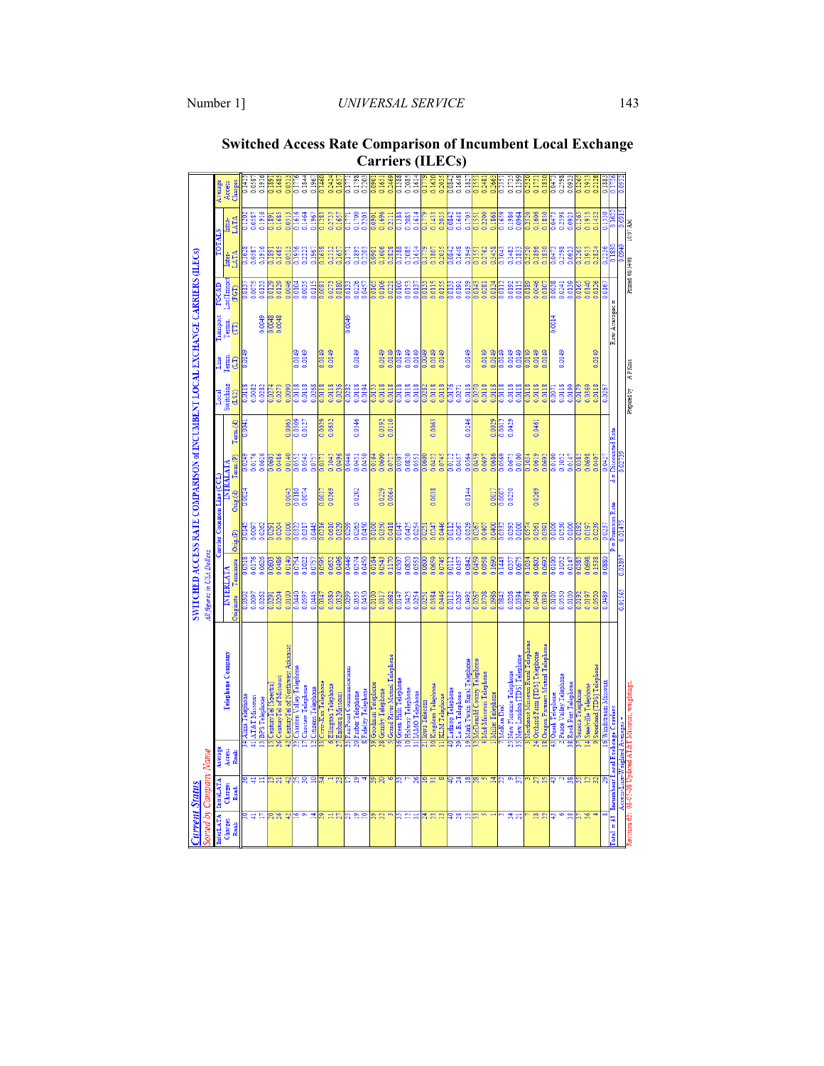# Switched Access Rate Comparison of Incumbent Local Exchange Carriers (ILECs)

**Current Status**
*Sorted by Company Name*

**SWITCHED ACCESS RATE COMPARISON of INCUMBENT LOCAL EXCHANGE CARRIERS (ILECs)**

*All figures in USA Dollars*

| InterLATA Charges Rank | IntraLATA Charges Rank | Average Access Rank | Telephone Company | INTERLATA Originate | INTERLATA Terminate | Carrier Common Line (CCL) Orig.(P) | INTRALATA Orig.(d) | INTRALATA Term.(P) | INTRALATA Term.(d) | Local Switching (LS2) | Line Termin. (LT) | Transport Termin. (TT) | FGC/D Loc Transport (FGT) | TOTALS Inter-LATA | TOTALS Intra-LATA | Average Access Charges |
|---|---|---|---|---|---|---|---|---|---|---|---|---|---|---|---|---|
| 30 | 36 | 34 | Alma Telephone | 0.0302 | 0.0518 | 0.0145 | 0.0024 | 0.0249 | 0.0041 | 0.0118 | 0.0149 | | 0.0137 | 0.1628 | 0.1202 | 0.1415 |
| 41 | 41 | 41 | AT&T Missouri | 0.0097 | 0.0176 | 0.0097 | | 0.0176 | | 0.0082 | | | 0.0075 | 0.0587 | 0.0587 | 0.0587 |
| 17 | 11 | 13 | BPS Telephone | 0.0262 | 0.0626 | 0.0262 | | 0.0626 | | 0.0382 | | 0.0049 | 0.0135 | 0.1916 | 0.1916 | 0.1916 |
| 20 | 13 | 15 | CenturyTel [Spectra] | 0.0291 | 0.0603 | 0.0291 | | 0.0603 | | 0.0274 | | 0.0048 | 0.0129 | 0.1891 | 0.1891 | 0.1891 |
| 26 | 21 | 26 | CenturyTel of Missouri | 0.0204 | 0.0486 | 0.0204 | | 0.0486 | | 0.0273 | | 0.0048 | 0.0129 | 0.1685 | 0.1685 | 0.1685 |
| 42 | 42 | 42 | CenturyTel of Northwest Arkansas | 0.0100 | 0.0140 | 0.0100 | 0.0045 | 0.0140 | 0.0063 | 0.0090 | | | 0.0046 | 0.0513 | 0.0513 | 0.0513 |
| 16 | 25 | 22 | Chariton Valley Telephone | 0.0440 | 0.0754 | 0.0332 | 0.0180 | 0.0552 | 0.0009 | 0.0118 | 0.0149 | | 0.0104 | 0.1936 | 0.1616 | 0.1776 |
| 9 | 30 | 17 | Choctaw Telephone | 0.0597 | 0.1022 | 0.0317 | 0.0074 | 0.0543 | 0.0127 | 0.0118 | 0.0149 | | 0.0035 | 0.2223 | 0.1464 | 0.1844 |
| 14 | 12 | 12 | Citizens Telephone | 0.0445 | 0.0757 | 0.0445 | | 0.0757 | | 0.0268 | | | 0.0115 | 0.1967 | 0.1967 | 0.1967 |
| 29 | 34 | 33 | Craw-Kan Telephone | 0.0347 | 0.0595 | 0.0216 | 0.0017 | 0.0371 | 0.0029 | 0.0118 | 0.0149 | | 0.0081 | 0.1638 | 0.1283 | 0.1460 |
| 11 | 1 | 6 | Ellington Telephone | 0.0380 | 0.0652 | 0.0610 | 0.0369 | 0.1045 | 0.0632 | 0.0118 | 0.0149 | | 0.0273 | 0.2112 | 0.2735 | 0.2424 |
| 27 | 23 | 27 | Embarq Missouri | 0.0329 | 0.0496 | 0.0329 | | 0.0496 | | 0.0236 | | | 0.0180 | 0.1657 | 0.1657 | 0.1657 |
| 25 | 17 | 23 | FairPoint Communications | 0.0299 | 0.0446 | 0.0299 | | 0.0446 | | 0.0118 | 0.0149 | 0.0049 | 0.0133 | 0.1771 | 0.1771 | 0.1771 |
| 19 | 19 | 19 | Farber Telephone | 0.0335 | 0.0574 | 0.0283 | 0.0202 | 0.0451 | 0.0346 | 0.0118 | 0.0149 | | 0.0226 | 0.1895 | 0.1700 | 0.1798 |
| 10 | 4 | 8 | Fidelity Telephone | 0.0450 | 0.0450 | 0.0450 | | 0.0450 | | 0.0194 | | | 0.0457 | 0.2203 | 0.2203 | 0.2203 |
| 39 | 39 | 39 | Goodman Telephone | 0.0100 | 0.0164 | 0.0100 | | 0.0164 | | 0.0155 | 0.0149 | | 0.0165 | 0.0901 | 0.0901 | 0.0901 |
| 32 | 20 | 28 | Granby Telephone | 0.0317 | 0.0543 | 0.0350 | 0.0229 | 0.0600 | 0.0392 | 0.0118 | 0.0149 | | 0.0106 | 0.1606 | 0.1696 | 0.1651 |
| 5 | 6 | 5 | Grand River Mutual Telephone | 0.0682 | 0.1170 | 0.0418 | 0.0064 | 0.0717 | 0.0110 | 0.0118 | 0.0149 | | 0.0221 | 0.2828 | 0.2111 | 0.2469 |
| 35 | 33 | 35 | Green Hills Telephone | 0.0147 | 0.0507 | 0.0147 | | 0.0507 | | 0.0118 | 0.0149 | | 0.0100 | 0.1388 | 0.1388 | 0.1388 |
| 12 | 7 | 10 | Holway Telephone | 0.0435 | 0.0820 | 0.0435 | | 0.0820 | | 0.0118 | 0.0149 | | 0.0082 | 0.2005 | 0.2005 | 0.2005 |
| 31 | 26 | 31 | IAMO Telephone | 0.0254 | 0.0553 | 0.0254 | | 0.0553 | | 0.0118 | 0.0149 | | 0.0137 | 0.1614 | 0.1614 | 0.1614 |
| 24 | 16 | 21 | Iowa Telecom | 0.0251 | 0.0600 | 0.0251 | | 0.0600 | | 0.0282 | 0.0049 | | 0.0133 | 0.1779 | 0.1779 | 0.1779 |
| 23 | 31 | 30 | Kingdom Telephone | 0.0384 | 0.0659 | 0.0247 | 0.0038 | 0.0422 | 0.0065 | 0.0118 | 0.0149 | | 0.0115 | 0.1807 | 0.1433 | 0.1620 |
| 13 | 8 | 11 | KLM Telephone | 0.0446 | 0.0745 | 0.0446 | | 0.0745 | | 0.0118 | 0.0149 | | 0.0155 | 0.2035 | 0.2035 | 0.2035 |
| 40 | 40 | 40 | Lathrop Telephone | 0.0112 | 0.0112 | 0.0112 | | 0.0112 | | 0.0176 | | | 0.0133 | 0.0842 | 0.0842 | 0.0842 |
| 28 | 24 | 29 | Le-Ru Telephone | 0.0267 | 0.0457 | 0.0267 | | 0.0457 | | 0.0271 | | | 0.0191 | 0.1648 | 0.1648 | 0.1648 |
| 15 | 18 | 18 | Mark Twain Rural Telephone | 0.0492 | 0.0842 | 0.0329 | 0.0144 | 0.0564 | 0.0246 | 0.0118 | 0.0149 | | 0.0139 | 0.1949 | 0.1705 | 0.1827 |
| 33 | 28 | 32 | McDonald County Telephone | 0.0267 | 0.0459 | 0.0267 | | 0.0459 | | 0.0270 | | | 0.0143 | 0.1551 | 0.1551 | 0.1551 |
| 3 | 5 | 4 | Mid-Missouri Telephone | 0.0708 | 0.0958 | 0.0407 | | 0.0697 | | 0.0118 | 0.0149 | | 0.0281 | 0.2762 | 0.2200 | 0.2481 |
| 1 | 14 | 1 | Miller Telephone | 0.0986 | 0.1690 | 0.0400 | 0.0017 | 0.0686 | 0.0029 | 0.0118 | 0.0149 | | 0.0124 | 0.3458 | 0.1868 | 0.2663 |
| 2 | 22 | 7 | MoKan Dial | 0.0842 | 0.1443 | 0.0332 | 0.0007 | 0.0569 | 0.0012 | 0.0118 | 0.0149 | | 0.0112 | 0.3043 | 0.1659 | 0.2351 |
| 34 | 9 | 25 | New Florence Telephone | 0.0208 | 0.0357 | 0.0393 | 0.0250 | 0.0675 | 0.0429 | 0.0118 | 0.0149 | | 0.0192 | 0.1483 | 0.1986 | 0.1735 |
| 21 | 37 | 35 | New London [TDS] Telephone | 0.0394 | 0.0675 | 0.0100 | | 0.0100 | | 0.0118 | 0.0149 | | 0.0115 | 0.1833 | 0.0964 | 0.1399 |
| 7 | 3 | 3 | Northeast Missouri Rural Telephone | 0.0574 | 0.1034 | 0.0574 | | 0.1034 | | 0.0118 | 0.0149 | | 0.0189 | 0.2520 | 0.2520 | 0.2520 |
| 18 | 27 | 24 | Orchard Farm [TDS] Telephone | 0.0468 | 0.0802 | 0.0361 | 0.0269 | 0.0619 | 0.0461 | 0.0118 | 0.0149 | | 0.0046 | 0.1896 | 0.1606 | 0.1751 |
| 22 | 15 | 18 | Oregon Farmers Mutual Telephone | 0.0391 | 0.0692 | 0.0391 | | 0.0692 | | 0.0118 | 0.0149 | | 0.0107 | 0.1830 | 0.1830 | 0.1830 |
| 43 | 43 | 43 | Ozark Telephone | 0.0100 | 0.0100 | 0.0100 | | 0.0100 | | 0.0071 | | 0.0014 | 0.0038 | 0.0473 | 0.0473 | 0.0473 |
| 6 | 2 | 2 | Peace Valley Telephone | 0.0530 | 0.1052 | 0.0530 | | 0.1052 | | 0.0369 | 0.0149 | | 0.0241 | 0.2598 | 0.2598 | 0.2598 |
| 38 | 38 | 38 | Rock Port Telephone | 0.0100 | 0.0147 | 0.0100 | | 0.0147 | | 0.0199 | | | 0.0139 | 0.0923 | 0.0923 | 0.0923 |
| 37 | 35 | 37 | Seneca Telephone | 0.0192 | 0.0385 | 0.0192 | | 0.0385 | | 0.0179 | | | 0.0165 | 0.1265 | 0.1265 | 0.1265 |
| 36 | 12 | 14 | Steelville Telephone | 0.0197 | 0.0698 | 0.0197 | | 0.0698 | | 0.0369 | | | 0.0140 | 0.1913 | 0.1913 | 0.1913 |
| 4 | 32 | 9 | Stoutland [TDS] Telephone | 0.0500 | 0.1538 | 0.0239 | | 0.0497 | | 0.0118 | 0.0149 | | 0.0126 | 0.2824 | 0.1432 | 0.2128 |
| 8 | 29 | 16 | Windstream Missouri | 0.0459 | 0.0880 | 0.0257 | | 0.0427 | | 0.0267 | | | 0.0167 | 0.2236 | 0.1530 | 0.1883 |
| Total = 43 | Incumbent Local Exchange Carriers | | | | | P = Premium Rate | | d = Discounted Rate | | | | Raw Averages = | | 0.1880 | 0.1672 | 0.1776 |
| | Access-Line-Weighted Averages = | | | 0.01565 | 0.02897 | 0.01475 | | 0.02759 | | | | | | 0.0949 | 0.0915 | 0.0932 |

Revision 65: 08-05-08 Updated AT&T Missouri, weightings.

Prepared by: AP Kins — Printed 08/14/08 10:07 AM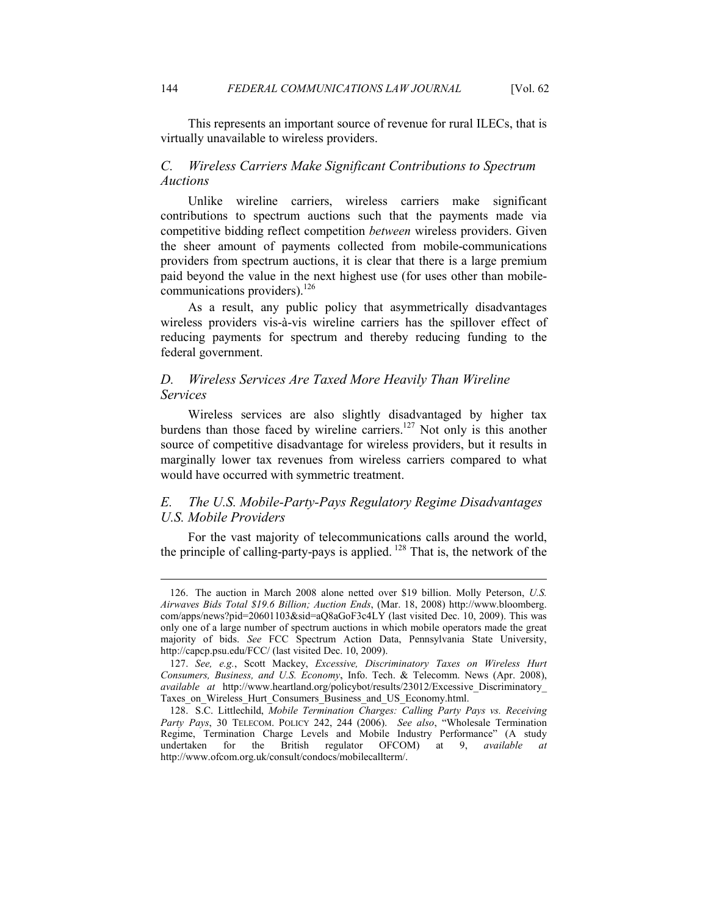This represents an important source of revenue for rural ILECs, that is virtually unavailable to wireless providers.

### *C. Wireless Carriers Make Significant Contributions to Spectrum Auctions*

Unlike wireline carriers, wireless carriers make significant contributions to spectrum auctions such that the payments made via competitive bidding reflect competition *between* wireless providers. Given the sheer amount of payments collected from mobile-communications providers from spectrum auctions, it is clear that there is a large premium paid beyond the value in the next highest use (for uses other than mobile-communications providers).[126]

As a result, any public policy that asymmetrically disadvantages wireless providers vis-à-vis wireline carriers has the spillover effect of reducing payments for spectrum and thereby reducing funding to the federal government.

### *D. Wireless Services Are Taxed More Heavily Than Wireline Services*

Wireless services are also slightly disadvantaged by higher tax burdens than those faced by wireline carriers.[127] Not only is this another source of competitive disadvantage for wireless providers, but it results in marginally lower tax revenues from wireless carriers compared to what would have occurred with symmetric treatment.

### *E. The U.S. Mobile-Party-Pays Regulatory Regime Disadvantages U.S. Mobile Providers*

For the vast majority of telecommunications calls around the world, the principle of calling-party-pays is applied. [128] That is, the network of the

---

126. The auction in March 2008 alone netted over $19 billion. Molly Peterson, *U.S. Airwaves Bids Total $19.6 Billion; Auction Ends*, (Mar. 18, 2008) http://www.bloomberg.com/apps/news?pid=20601103&sid=aQ8aGoF3c4LY (last visited Dec. 10, 2009). This was only one of a large number of spectrum auctions in which mobile operators made the great majority of bids. *See* FCC Spectrum Action Data, Pennsylvania State University, http://capcp.psu.edu/FCC/ (last visited Dec. 10, 2009).

127. *See, e.g.*, Scott Mackey, *Excessive, Discriminatory Taxes on Wireless Hurt Consumers, Business, and U.S. Economy*, Info. Tech. & Telecomm. News (Apr. 2008), *available at* http://www.heartland.org/policybot/results/23012/Excessive_Discriminatory_Taxes_on_Wireless_Hurt_Consumers_Business_and_US_Economy.html.

128. S.C. Littlechild, *Mobile Termination Charges: Calling Party Pays vs. Receiving Party Pays*, 30 TELECOM. POLICY 242, 244 (2006). *See also*, "Wholesale Termination Regime, Termination Charge Levels and Mobile Industry Performance" (A study undertaken for the British regulator OFCOM) at 9, *available at* http://www.ofcom.org.uk/consult/condocs/mobilecallterm/.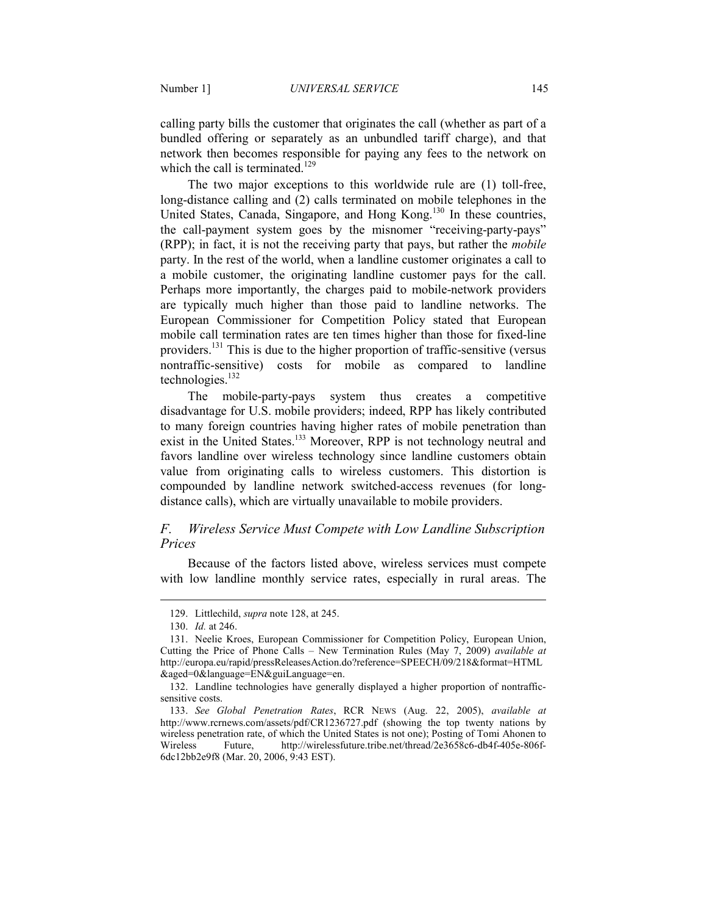calling party bills the customer that originates the call (whether as part of a bundled offering or separately as an unbundled tariff charge), and that network then becomes responsible for paying any fees to the network on which the call is terminated.[129]

The two major exceptions to this worldwide rule are (1) toll-free, long-distance calling and (2) calls terminated on mobile telephones in the United States, Canada, Singapore, and Hong Kong.[130] In these countries, the call-payment system goes by the misnomer "receiving-party-pays" (RPP); in fact, it is not the receiving party that pays, but rather the *mobile* party. In the rest of the world, when a landline customer originates a call to a mobile customer, the originating landline customer pays for the call. Perhaps more importantly, the charges paid to mobile-network providers are typically much higher than those paid to landline networks. The European Commissioner for Competition Policy stated that European mobile call termination rates are ten times higher than those for fixed-line providers.[131] This is due to the higher proportion of traffic-sensitive (versus nontraffic-sensitive) costs for mobile as compared to landline technologies.[132]

The mobile-party-pays system thus creates a competitive disadvantage for U.S. mobile providers; indeed, RPP has likely contributed to many foreign countries having higher rates of mobile penetration than exist in the United States.[133] Moreover, RPP is not technology neutral and favors landline over wireless technology since landline customers obtain value from originating calls to wireless customers. This distortion is compounded by landline network switched-access revenues (for long-distance calls), which are virtually unavailable to mobile providers.

### *F. Wireless Service Must Compete with Low Landline Subscription Prices*

Because of the factors listed above, wireless services must compete with low landline monthly service rates, especially in rural areas. The

---

129. Littlechild, *supra* note 128, at 245.

130. *Id.* at 246.

131. Neelie Kroes, European Commissioner for Competition Policy, European Union, Cutting the Price of Phone Calls – New Termination Rules (May 7, 2009) *available at* http://europa.eu/rapid/pressReleasesAction.do?reference=SPEECH/09/218&format=HTML&aged=0&language=EN&guiLanguage=en.

132. Landline technologies have generally displayed a higher proportion of nontraffic-sensitive costs.

133. *See Global Penetration Rates*, RCR NEWS (Aug. 22, 2005), *available at* http://www.rcrnews.com/assets/pdf/CR1236727.pdf (showing the top twenty nations by wireless penetration rate, of which the United States is not one); Posting of Tomi Ahonen to Wireless Future, http://wirelessfuture.tribe.net/thread/2e3658c6-db4f-405e-806f-6dc12bb2e9f8 (Mar. 20, 2006, 9:43 EST).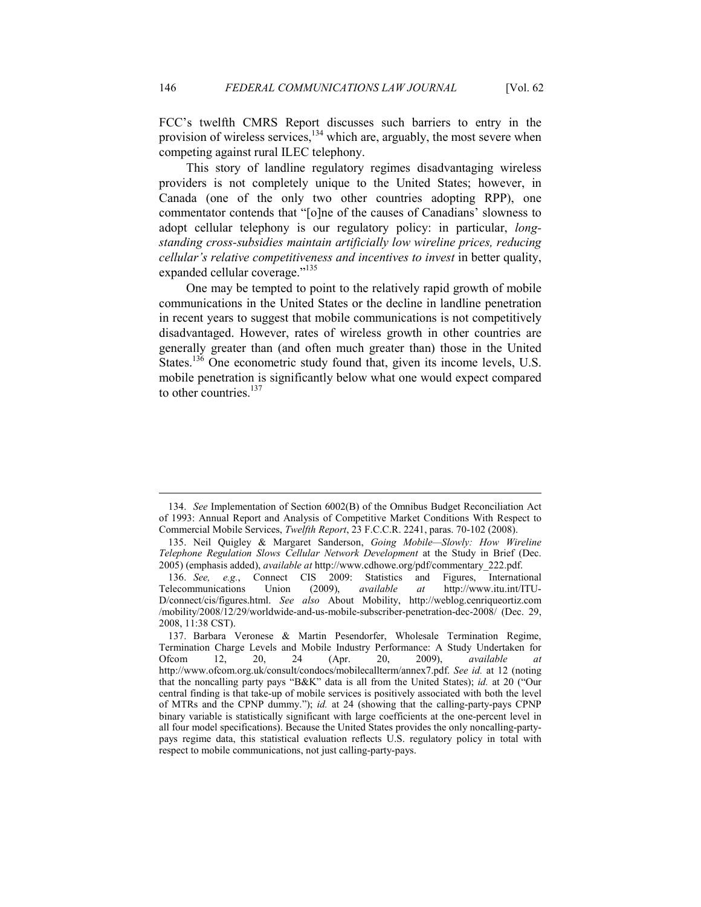FCC's twelfth CMRS Report discusses such barriers to entry in the provision of wireless services,[134] which are, arguably, the most severe when competing against rural ILEC telephony.

This story of landline regulatory regimes disadvantaging wireless providers is not completely unique to the United States; however, in Canada (one of the only two other countries adopting RPP), one commentator contends that "[o]ne of the causes of Canadians' slowness to adopt cellular telephony is our regulatory policy: in particular, *long-standing cross-subsidies maintain artificially low wireline prices, reducing cellular's relative competitiveness and incentives to invest* in better quality, expanded cellular coverage."[135]

One may be tempted to point to the relatively rapid growth of mobile communications in the United States or the decline in landline penetration in recent years to suggest that mobile communications is not competitively disadvantaged. However, rates of wireless growth in other countries are generally greater than (and often much greater than) those in the United States.[136] One econometric study found that, given its income levels, U.S. mobile penetration is significantly below what one would expect compared to other countries.[137]

---

134. *See* Implementation of Section 6002(B) of the Omnibus Budget Reconciliation Act of 1993: Annual Report and Analysis of Competitive Market Conditions With Respect to Commercial Mobile Services, *Twelfth Report*, 23 F.C.C.R. 2241, paras. 70-102 (2008).

135. Neil Quigley & Margaret Sanderson, *Going Mobile—Slowly: How Wireline Telephone Regulation Slows Cellular Network Development* at the Study in Brief (Dec. 2005) (emphasis added), *available at* http://www.cdhowe.org/pdf/commentary_222.pdf.

136. *See, e.g.*, Connect CIS 2009: Statistics and Figures, International Telecommunications Union (2009), *available at* http://www.itu.int/ITU-D/connect/cis/figures.html. *See also* About Mobility, http://weblog.cenriqueortiz.com/mobility/2008/12/29/worldwide-and-us-mobile-subscriber-penetration-dec-2008/ (Dec. 29, 2008, 11:38 CST).

137. Barbara Veronese & Martin Pesendorfer, Wholesale Termination Regime, Termination Charge Levels and Mobile Industry Performance: A Study Undertaken for Ofcom 12, 20, 24 (Apr. 20, 2009), *available at* http://www.ofcom.org.uk/consult/condocs/mobilecallterm/annex7.pdf. *See id.* at 12 (noting that the noncalling party pays "B&K" data is all from the United States); *id.* at 20 ("Our central finding is that take-up of mobile services is positively associated with both the level of MTRs and the CPNP dummy."); *id.* at 24 (showing that the calling-party-pays CPNP binary variable is statistically significant with large coefficients at the one-percent level in all four model specifications). Because the United States provides the only noncalling-party-pays regime data, this statistical evaluation reflects U.S. regulatory policy in total with respect to mobile communications, not just calling-party-pays.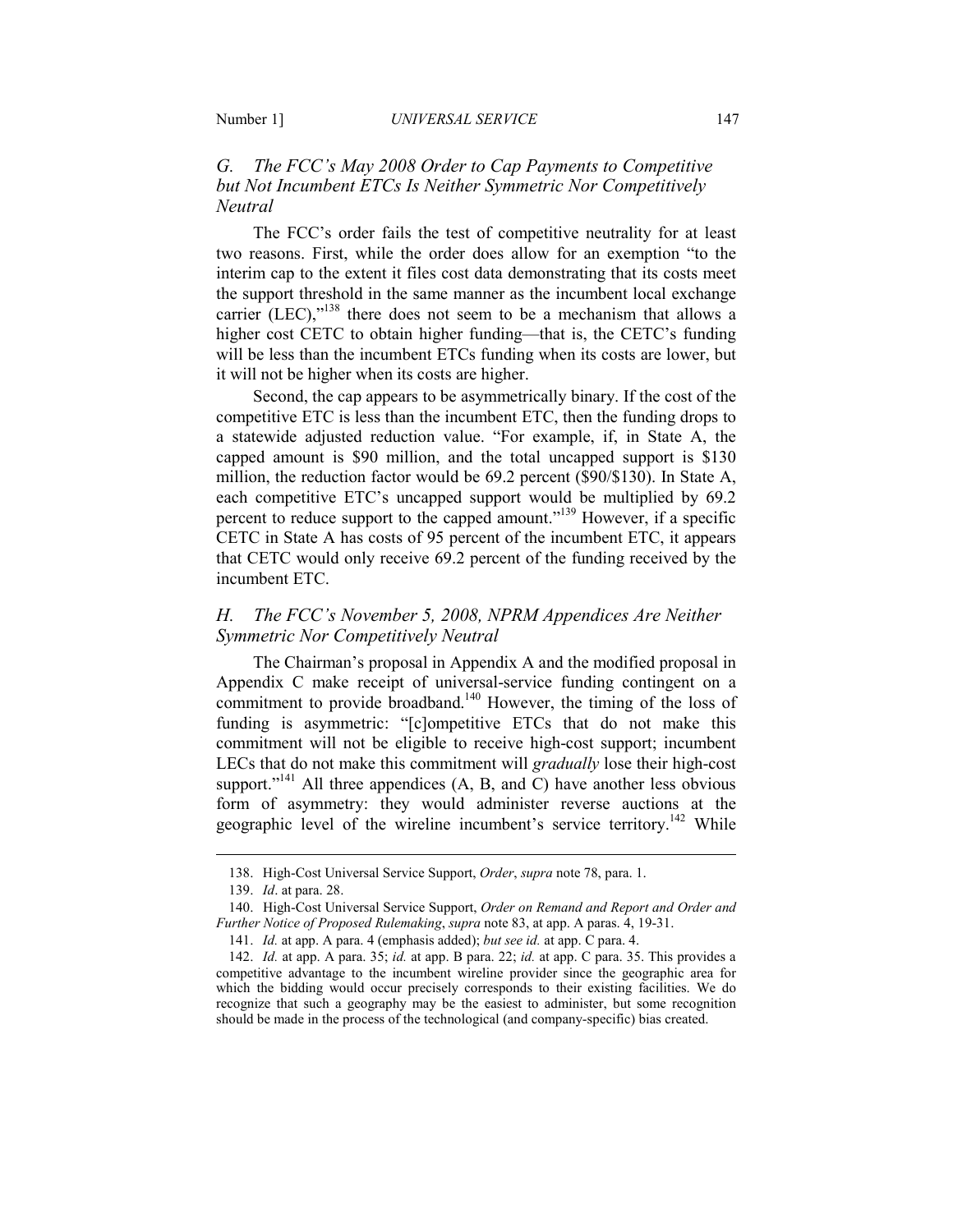### G. The FCC's May 2008 Order to Cap Payments to Competitive but Not Incumbent ETCs Is Neither Symmetric Nor Competitively Neutral

The FCC's order fails the test of competitive neutrality for at least two reasons. First, while the order does allow for an exemption "to the interim cap to the extent it files cost data demonstrating that its costs meet the support threshold in the same manner as the incumbent local exchange carrier (LEC),"[138] there does not seem to be a mechanism that allows a higher cost CETC to obtain higher funding—that is, the CETC's funding will be less than the incumbent ETCs funding when its costs are lower, but it will not be higher when its costs are higher.

Second, the cap appears to be asymmetrically binary. If the cost of the competitive ETC is less than the incumbent ETC, then the funding drops to a statewide adjusted reduction value. "For example, if, in State A, the capped amount is $90 million, and the total uncapped support is $130 million, the reduction factor would be 69.2 percent ($90/$130). In State A, each competitive ETC's uncapped support would be multiplied by 69.2 percent to reduce support to the capped amount."[139] However, if a specific CETC in State A has costs of 95 percent of the incumbent ETC, it appears that CETC would only receive 69.2 percent of the funding received by the incumbent ETC.

### H. The FCC's November 5, 2008, NPRM Appendices Are Neither Symmetric Nor Competitively Neutral

The Chairman's proposal in Appendix A and the modified proposal in Appendix C make receipt of universal-service funding contingent on a commitment to provide broadband.[140] However, the timing of the loss of funding is asymmetric: "[c]ompetitive ETCs that do not make this commitment will not be eligible to receive high-cost support; incumbent LECs that do not make this commitment will *gradually* lose their high-cost support."[141] All three appendices (A, B, and C) have another less obvious form of asymmetry: they would administer reverse auctions at the geographic level of the wireline incumbent's service territory.[142] While

---

138. High-Cost Universal Service Support, *Order*, *supra* note 78, para. 1.

139. *Id*. at para. 28.

140. High-Cost Universal Service Support, *Order on Remand and Report and Order and Further Notice of Proposed Rulemaking*, *supra* note 83, at app. A paras. 4, 19-31.

141. *Id.* at app. A para. 4 (emphasis added); *but see id.* at app. C para. 4.

142. *Id.* at app. A para. 35; *id.* at app. B para. 22; *id.* at app. C para. 35. This provides a competitive advantage to the incumbent wireline provider since the geographic area for which the bidding would occur precisely corresponds to their existing facilities. We do recognize that such a geography may be the easiest to administer, but some recognition should be made in the process of the technological (and company-specific) bias created.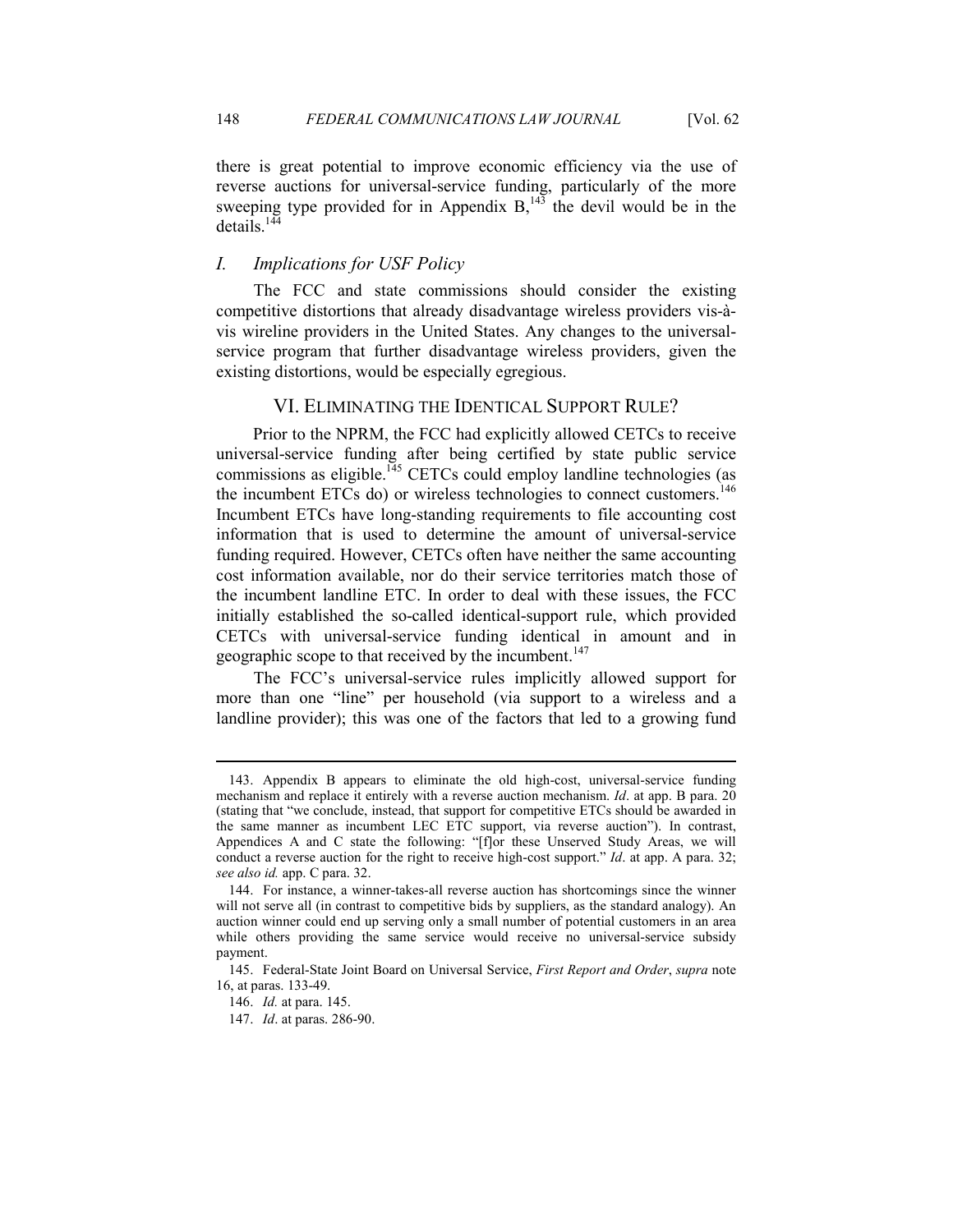there is great potential to improve economic efficiency via the use of reverse auctions for universal-service funding, particularly of the more sweeping type provided for in Appendix B,[143] the devil would be in the details.[144]

### *I. Implications for USF Policy*

The FCC and state commissions should consider the existing competitive distortions that already disadvantage wireless providers vis-à-vis wireline providers in the United States. Any changes to the universal-service program that further disadvantage wireless providers, given the existing distortions, would be especially egregious.

## VI. ELIMINATING THE IDENTICAL SUPPORT RULE?

Prior to the NPRM, the FCC had explicitly allowed CETCs to receive universal-service funding after being certified by state public service commissions as eligible.[145] CETCs could employ landline technologies (as the incumbent ETCs do) or wireless technologies to connect customers.[146] Incumbent ETCs have long-standing requirements to file accounting cost information that is used to determine the amount of universal-service funding required. However, CETCs often have neither the same accounting cost information available, nor do their service territories match those of the incumbent landline ETC. In order to deal with these issues, the FCC initially established the so-called identical-support rule, which provided CETCs with universal-service funding identical in amount and in geographic scope to that received by the incumbent.[147]

The FCC's universal-service rules implicitly allowed support for more than one "line" per household (via support to a wireless and a landline provider); this was one of the factors that led to a growing fund

---

143. Appendix B appears to eliminate the old high-cost, universal-service funding mechanism and replace it entirely with a reverse auction mechanism. *Id*. at app. B para. 20 (stating that "we conclude, instead, that support for competitive ETCs should be awarded in the same manner as incumbent LEC ETC support, via reverse auction"). In contrast, Appendices A and C state the following: "[f]or these Unserved Study Areas, we will conduct a reverse auction for the right to receive high-cost support." *Id*. at app. A para. 32; *see also id.* app. C para. 32.

144. For instance, a winner-takes-all reverse auction has shortcomings since the winner will not serve all (in contrast to competitive bids by suppliers, as the standard analogy). An auction winner could end up serving only a small number of potential customers in an area while others providing the same service would receive no universal-service subsidy payment.

145. Federal-State Joint Board on Universal Service, *First Report and Order*, *supra* note 16, at paras. 133-49.

146. *Id.* at para. 145.

147. *Id*. at paras. 286-90.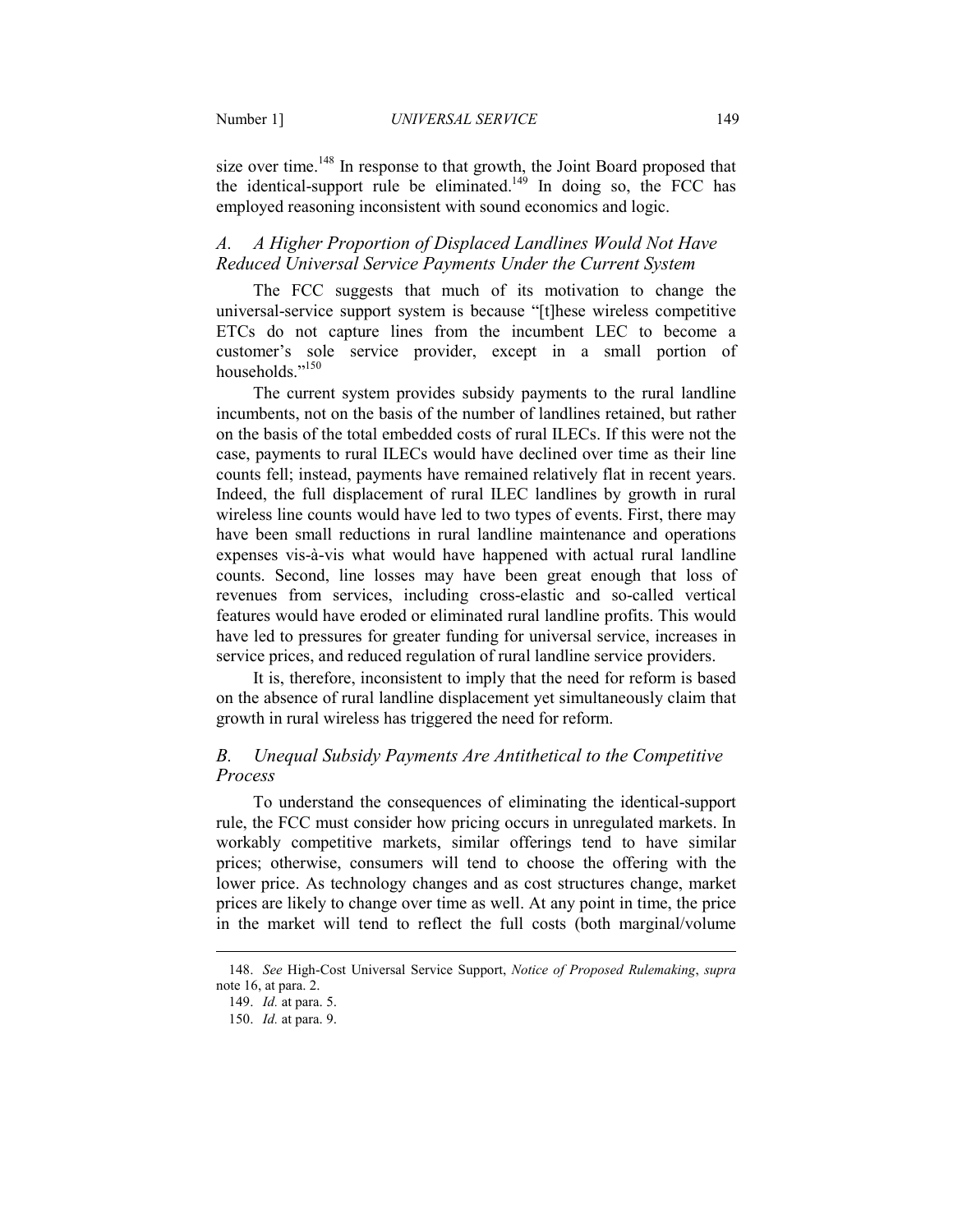size over time.[148] In response to that growth, the Joint Board proposed that the identical-support rule be eliminated.[149] In doing so, the FCC has employed reasoning inconsistent with sound economics and logic.

### *A. A Higher Proportion of Displaced Landlines Would Not Have Reduced Universal Service Payments Under the Current System*

The FCC suggests that much of its motivation to change the universal-service support system is because "[t]hese wireless competitive ETCs do not capture lines from the incumbent LEC to become a customer's sole service provider, except in a small portion of households."[150]

The current system provides subsidy payments to the rural landline incumbents, not on the basis of the number of landlines retained, but rather on the basis of the total embedded costs of rural ILECs. If this were not the case, payments to rural ILECs would have declined over time as their line counts fell; instead, payments have remained relatively flat in recent years. Indeed, the full displacement of rural ILEC landlines by growth in rural wireless line counts would have led to two types of events. First, there may have been small reductions in rural landline maintenance and operations expenses vis-à-vis what would have happened with actual rural landline counts. Second, line losses may have been great enough that loss of revenues from services, including cross-elastic and so-called vertical features would have eroded or eliminated rural landline profits. This would have led to pressures for greater funding for universal service, increases in service prices, and reduced regulation of rural landline service providers.

It is, therefore, inconsistent to imply that the need for reform is based on the absence of rural landline displacement yet simultaneously claim that growth in rural wireless has triggered the need for reform.

### *B. Unequal Subsidy Payments Are Antithetical to the Competitive Process*

To understand the consequences of eliminating the identical-support rule, the FCC must consider how pricing occurs in unregulated markets. In workably competitive markets, similar offerings tend to have similar prices; otherwise, consumers will tend to choose the offering with the lower price. As technology changes and as cost structures change, market prices are likely to change over time as well. At any point in time, the price in the market will tend to reflect the full costs (both marginal/volume

---

148. *See* High-Cost Universal Service Support, *Notice of Proposed Rulemaking*, *supra* note 16, at para. 2.

149. *Id.* at para. 5.

150. *Id.* at para. 9.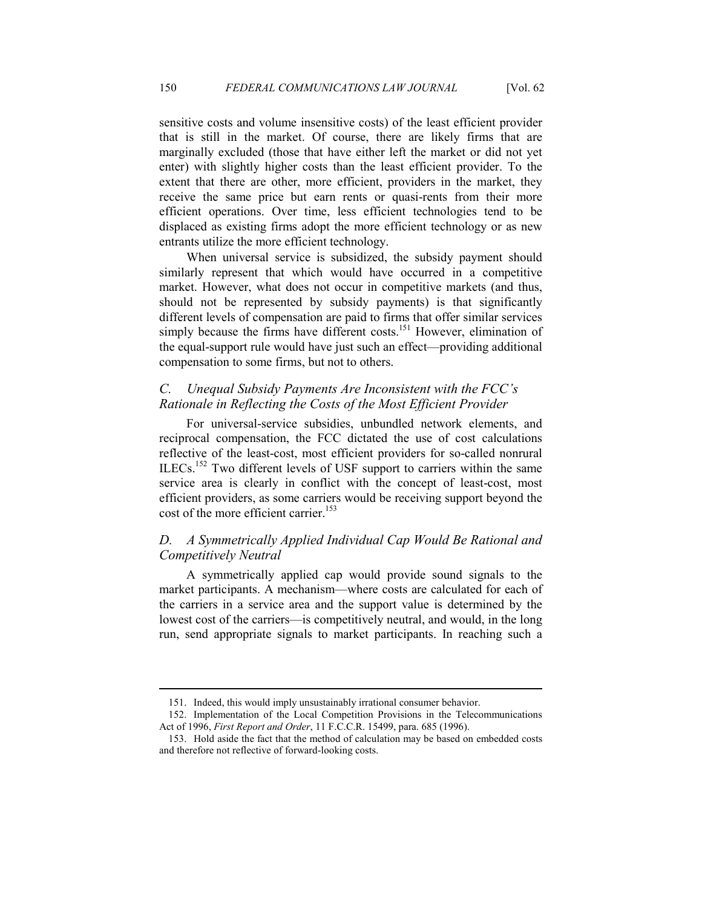sensitive costs and volume insensitive costs) of the least efficient provider that is still in the market. Of course, there are likely firms that are marginally excluded (those that have either left the market or did not yet enter) with slightly higher costs than the least efficient provider. To the extent that there are other, more efficient, providers in the market, they receive the same price but earn rents or quasi-rents from their more efficient operations. Over time, less efficient technologies tend to be displaced as existing firms adopt the more efficient technology or as new entrants utilize the more efficient technology.

When universal service is subsidized, the subsidy payment should similarly represent that which would have occurred in a competitive market. However, what does not occur in competitive markets (and thus, should not be represented by subsidy payments) is that significantly different levels of compensation are paid to firms that offer similar services simply because the firms have different costs.[151] However, elimination of the equal-support rule would have just such an effect—providing additional compensation to some firms, but not to others.

### *C. Unequal Subsidy Payments Are Inconsistent with the FCC's Rationale in Reflecting the Costs of the Most Efficient Provider*

For universal-service subsidies, unbundled network elements, and reciprocal compensation, the FCC dictated the use of cost calculations reflective of the least-cost, most efficient providers for so-called nonrural ILECs.[152] Two different levels of USF support to carriers within the same service area is clearly in conflict with the concept of least-cost, most efficient providers, as some carriers would be receiving support beyond the cost of the more efficient carrier.[153]

### *D. A Symmetrically Applied Individual Cap Would Be Rational and Competitively Neutral*

A symmetrically applied cap would provide sound signals to the market participants. A mechanism—where costs are calculated for each of the carriers in a service area and the support value is determined by the lowest cost of the carriers—is competitively neutral, and would, in the long run, send appropriate signals to market participants. In reaching such a

---

151. Indeed, this would imply unsustainably irrational consumer behavior.

152. Implementation of the Local Competition Provisions in the Telecommunications Act of 1996, *First Report and Order*, 11 F.C.C.R. 15499, para. 685 (1996).

153. Hold aside the fact that the method of calculation may be based on embedded costs and therefore not reflective of forward-looking costs.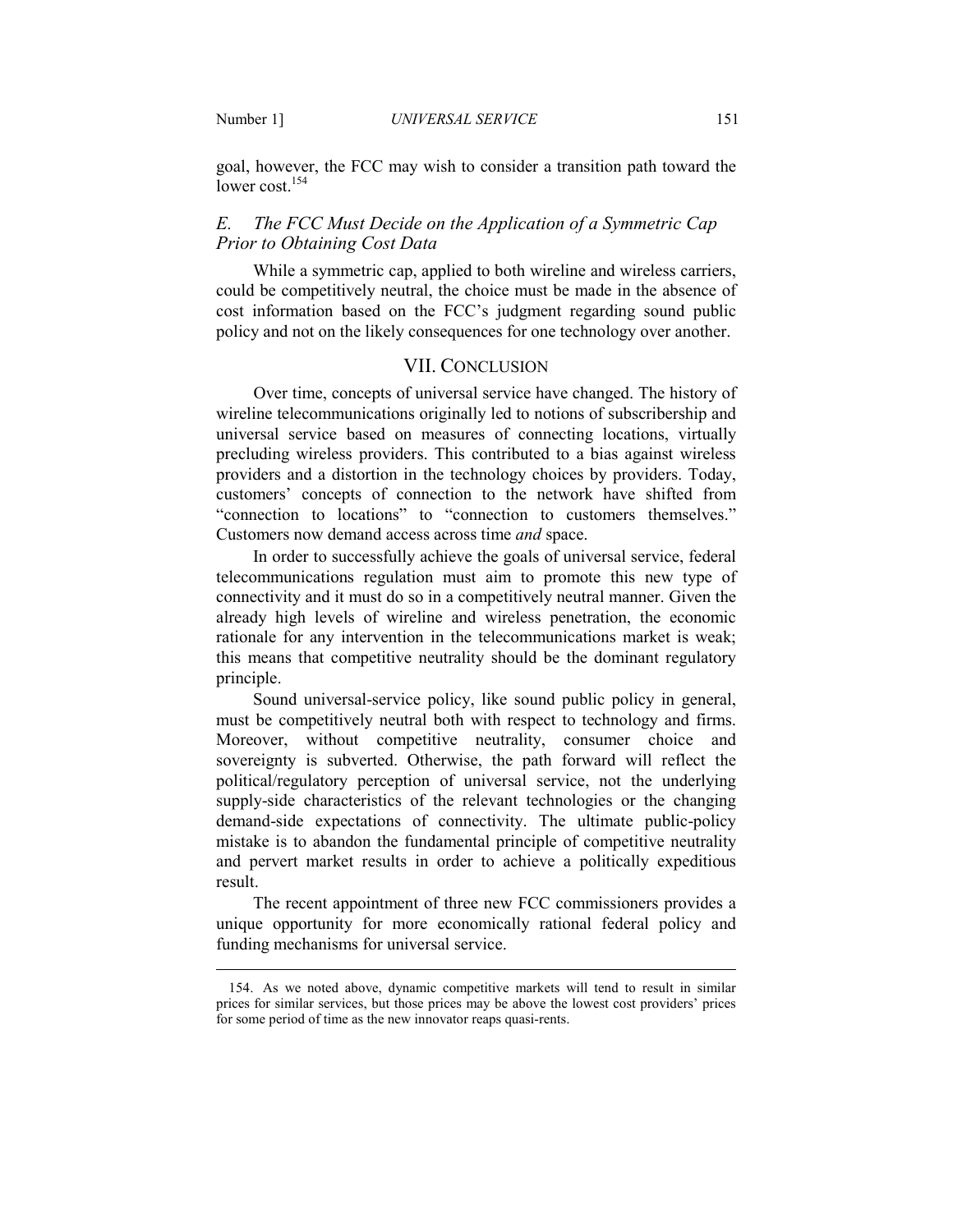goal, however, the FCC may wish to consider a transition path toward the lower cost.[154]

### *E. The FCC Must Decide on the Application of a Symmetric Cap Prior to Obtaining Cost Data*

While a symmetric cap, applied to both wireline and wireless carriers, could be competitively neutral, the choice must be made in the absence of cost information based on the FCC's judgment regarding sound public policy and not on the likely consequences for one technology over another.

## VII. CONCLUSION

Over time, concepts of universal service have changed. The history of wireline telecommunications originally led to notions of subscribership and universal service based on measures of connecting locations, virtually precluding wireless providers. This contributed to a bias against wireless providers and a distortion in the technology choices by providers. Today, customers' concepts of connection to the network have shifted from "connection to locations" to "connection to customers themselves." Customers now demand access across time *and* space.

In order to successfully achieve the goals of universal service, federal telecommunications regulation must aim to promote this new type of connectivity and it must do so in a competitively neutral manner. Given the already high levels of wireline and wireless penetration, the economic rationale for any intervention in the telecommunications market is weak; this means that competitive neutrality should be the dominant regulatory principle.

Sound universal-service policy, like sound public policy in general, must be competitively neutral both with respect to technology and firms. Moreover, without competitive neutrality, consumer choice and sovereignty is subverted. Otherwise, the path forward will reflect the political/regulatory perception of universal service, not the underlying supply-side characteristics of the relevant technologies or the changing demand-side expectations of connectivity. The ultimate public-policy mistake is to abandon the fundamental principle of competitive neutrality and pervert market results in order to achieve a politically expeditious result.

The recent appointment of three new FCC commissioners provides a unique opportunity for more economically rational federal policy and funding mechanisms for universal service.

---

154. As we noted above, dynamic competitive markets will tend to result in similar prices for similar services, but those prices may be above the lowest cost providers' prices for some period of time as the new innovator reaps quasi-rents.